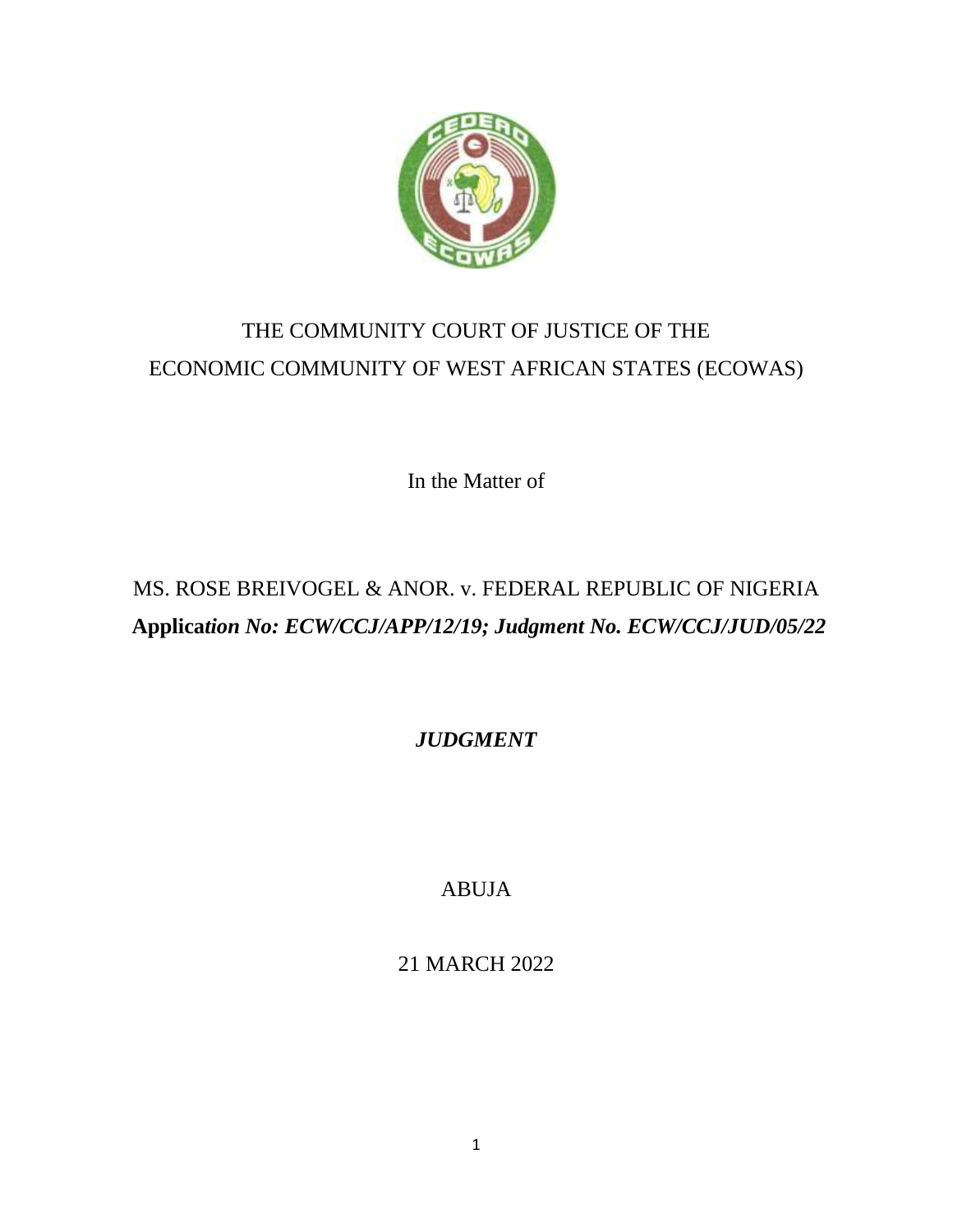THE COMMUNITY COURT OF JUSTICE OF THE
ECONOMIC COMMUNITY OF WEST AFRICAN STATES (ECOWAS)

In the Matter of

MS. ROSE BREIVOGEL & ANOR. v. FEDERAL REPUBLIC OF NIGERIA

**Applica*tion No: ECW/CCJ/APP/12/19; Judgment No. ECW/CCJ/JUD/05/22***

***JUDGMENT***

ABUJA

21 MARCH 2022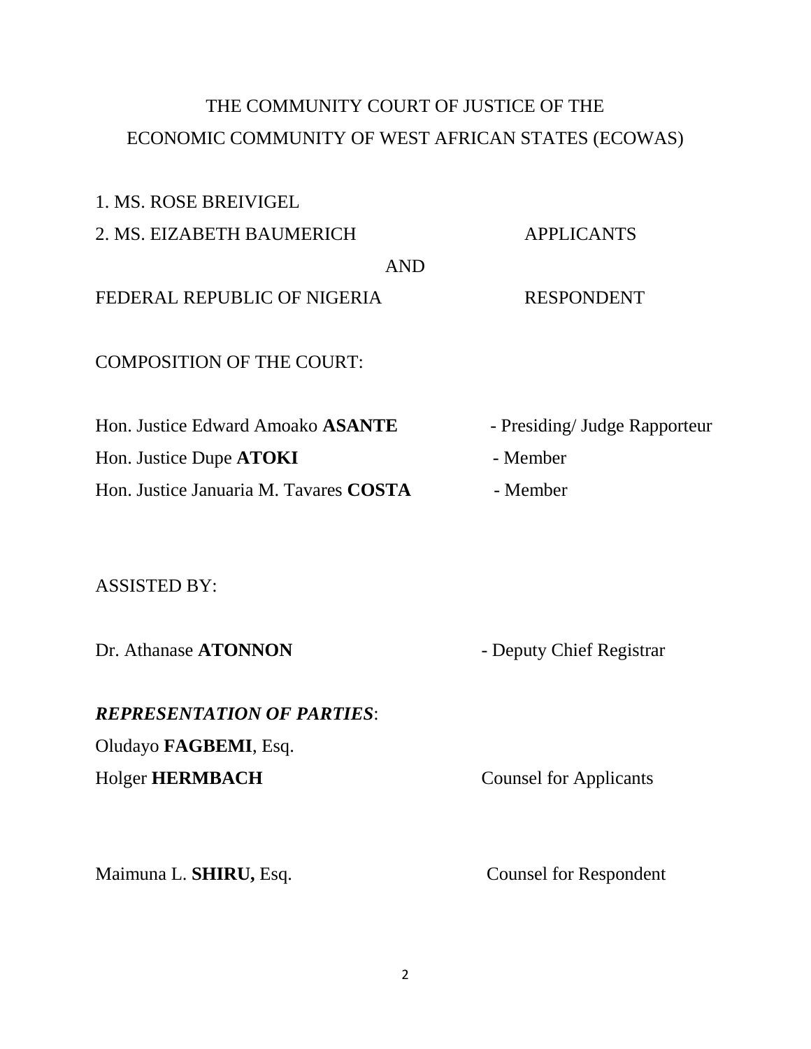THE COMMUNITY COURT OF JUSTICE OF THE
ECONOMIC COMMUNITY OF WEST AFRICAN STATES (ECOWAS)

1. MS. ROSE BREIVIGEL
2. MS. EIZABETH BAUMERICH APPLICANTS

AND

FEDERAL REPUBLIC OF NIGERIA RESPONDENT

COMPOSITION OF THE COURT:

Hon. Justice Edward Amoako **ASANTE** - Presiding/ Judge Rapporteur

Hon. Justice Dupe **ATOKI** - Member

Hon. Justice Januaria M. Tavares **COSTA** - Member

ASSISTED BY:

Dr. Athanase **ATONNON** - Deputy Chief Registrar

***REPRESENTATION OF PARTIES***:

Oludayo **FAGBEMI**, Esq.

Holger **HERMBACH** Counsel for Applicants

Maimuna L. **SHIRU,** Esq. Counsel for Respondent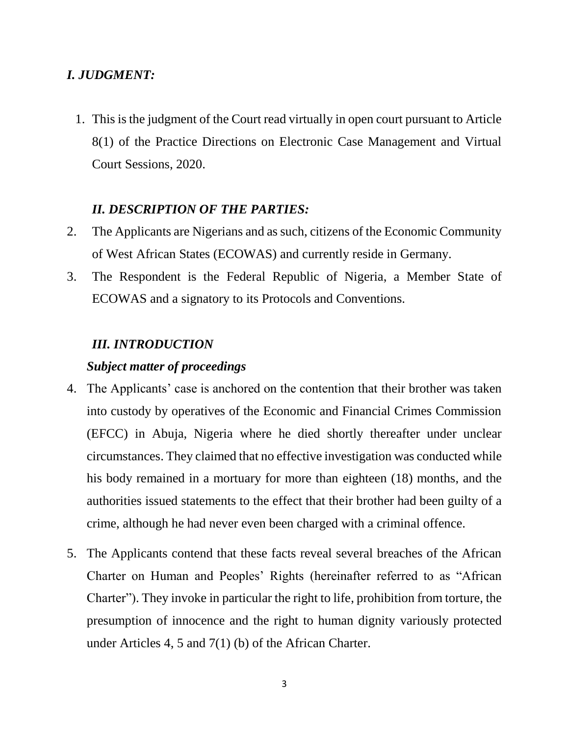## *I. JUDGMENT:*

1. This is the judgment of the Court read virtually in open court pursuant to Article 8(1) of the Practice Directions on Electronic Case Management and Virtual Court Sessions, 2020.

## *II. DESCRIPTION OF THE PARTIES:*

2. The Applicants are Nigerians and as such, citizens of the Economic Community of West African States (ECOWAS) and currently reside in Germany.
3. The Respondent is the Federal Republic of Nigeria, a Member State of ECOWAS and a signatory to its Protocols and Conventions.

## *III. INTRODUCTION*

### *Subject matter of proceedings*

4. The Applicants' case is anchored on the contention that their brother was taken into custody by operatives of the Economic and Financial Crimes Commission (EFCC) in Abuja, Nigeria where he died shortly thereafter under unclear circumstances. They claimed that no effective investigation was conducted while his body remained in a mortuary for more than eighteen (18) months, and the authorities issued statements to the effect that their brother had been guilty of a crime, although he had never even been charged with a criminal offence.
5. The Applicants contend that these facts reveal several breaches of the African Charter on Human and Peoples' Rights (hereinafter referred to as "African Charter"). They invoke in particular the right to life, prohibition from torture, the presumption of innocence and the right to human dignity variously protected under Articles 4, 5 and 7(1) (b) of the African Charter.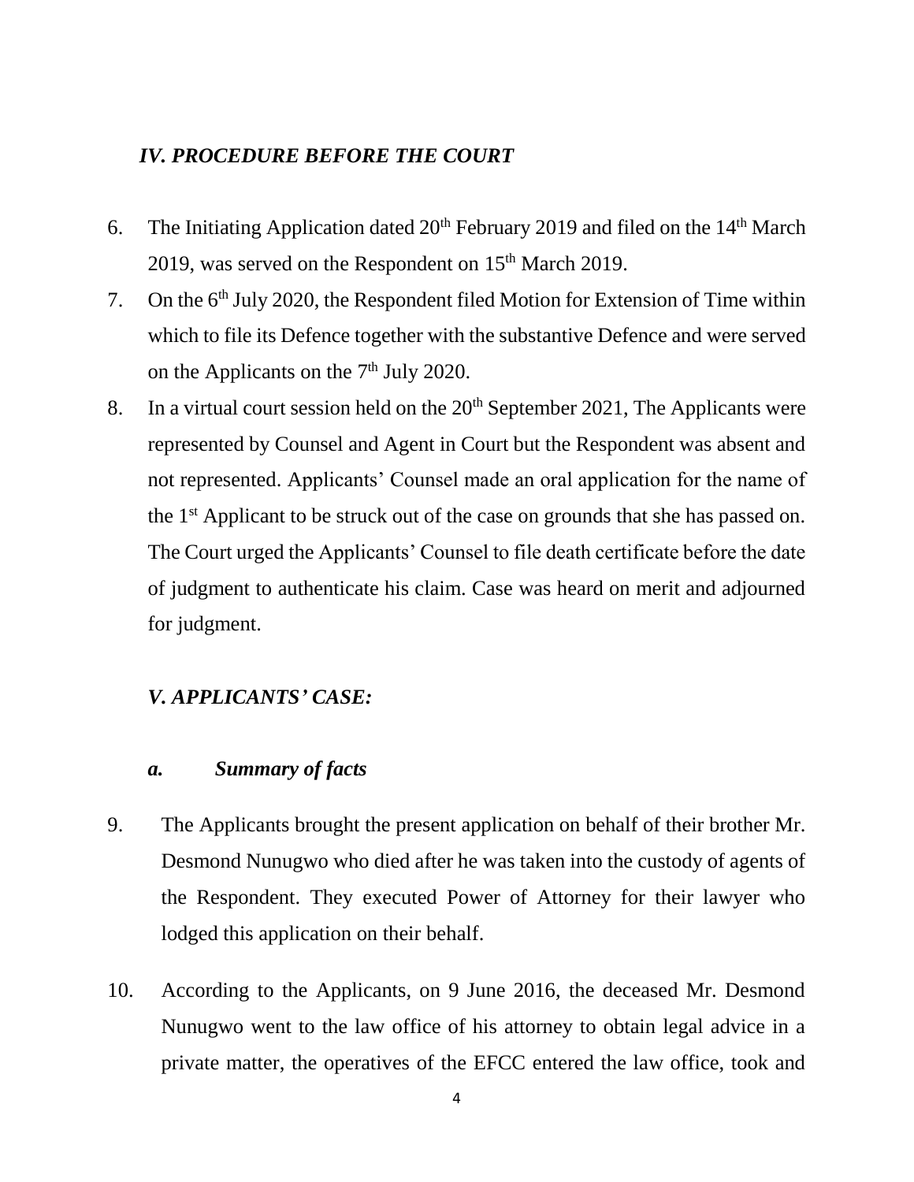## *IV. PROCEDURE BEFORE THE COURT*

6. The Initiating Application dated 20th February 2019 and filed on the 14th March 2019, was served on the Respondent on 15th March 2019.
7. On the 6th July 2020, the Respondent filed Motion for Extension of Time within which to file its Defence together with the substantive Defence and were served on the Applicants on the 7th July 2020.
8. In a virtual court session held on the 20th September 2021, The Applicants were represented by Counsel and Agent in Court but the Respondent was absent and not represented. Applicants' Counsel made an oral application for the name of the 1st Applicant to be struck out of the case on grounds that she has passed on. The Court urged the Applicants' Counsel to file death certificate before the date of judgment to authenticate his claim. Case was heard on merit and adjourned for judgment.

## *V. APPLICANTS' CASE:*

### *a. Summary of facts*

9. The Applicants brought the present application on behalf of their brother Mr. Desmond Nunugwo who died after he was taken into the custody of agents of the Respondent. They executed Power of Attorney for their lawyer who lodged this application on their behalf.

10. According to the Applicants, on 9 June 2016, the deceased Mr. Desmond Nunugwo went to the law office of his attorney to obtain legal advice in a private matter, the operatives of the EFCC entered the law office, took and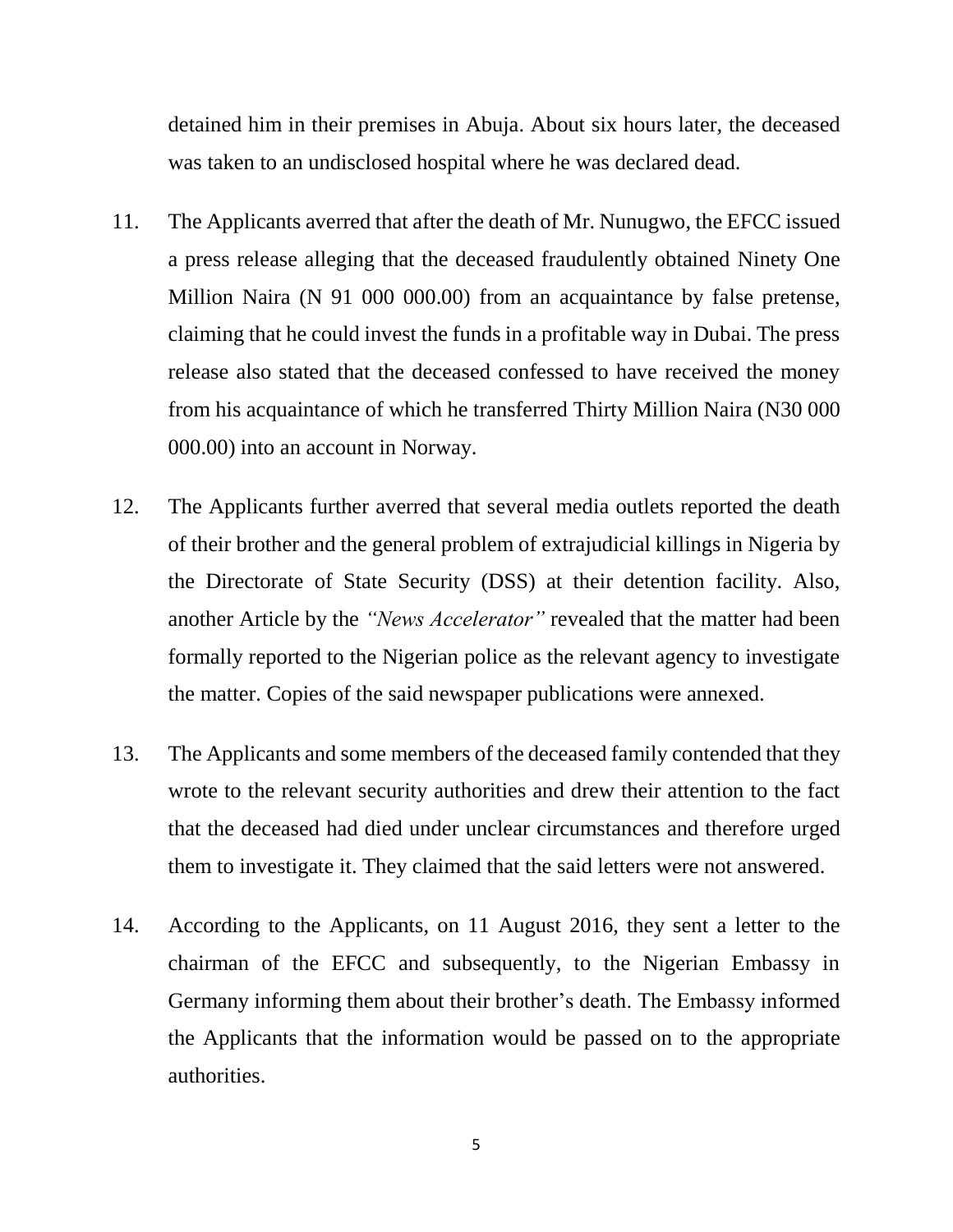detained him in their premises in Abuja. About six hours later, the deceased was taken to an undisclosed hospital where he was declared dead.

11. The Applicants averred that after the death of Mr. Nunugwo, the EFCC issued a press release alleging that the deceased fraudulently obtained Ninety One Million Naira (N 91 000 000.00) from an acquaintance by false pretense, claiming that he could invest the funds in a profitable way in Dubai. The press release also stated that the deceased confessed to have received the money from his acquaintance of which he transferred Thirty Million Naira (N30 000 000.00) into an account in Norway.

12. The Applicants further averred that several media outlets reported the death of their brother and the general problem of extrajudicial killings in Nigeria by the Directorate of State Security (DSS) at their detention facility. Also, another Article by the *"News Accelerator"* revealed that the matter had been formally reported to the Nigerian police as the relevant agency to investigate the matter. Copies of the said newspaper publications were annexed.

13. The Applicants and some members of the deceased family contended that they wrote to the relevant security authorities and drew their attention to the fact that the deceased had died under unclear circumstances and therefore urged them to investigate it. They claimed that the said letters were not answered.

14. According to the Applicants, on 11 August 2016, they sent a letter to the chairman of the EFCC and subsequently, to the Nigerian Embassy in Germany informing them about their brother's death. The Embassy informed the Applicants that the information would be passed on to the appropriate authorities.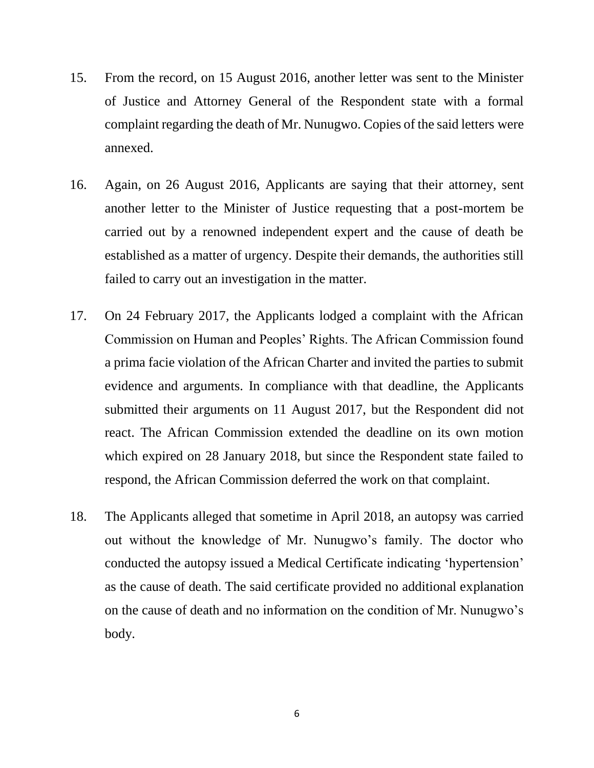15. From the record, on 15 August 2016, another letter was sent to the Minister of Justice and Attorney General of the Respondent state with a formal complaint regarding the death of Mr. Nunugwo. Copies of the said letters were annexed.

16. Again, on 26 August 2016, Applicants are saying that their attorney, sent another letter to the Minister of Justice requesting that a post-mortem be carried out by a renowned independent expert and the cause of death be established as a matter of urgency. Despite their demands, the authorities still failed to carry out an investigation in the matter.

17. On 24 February 2017, the Applicants lodged a complaint with the African Commission on Human and Peoples' Rights. The African Commission found a prima facie violation of the African Charter and invited the parties to submit evidence and arguments. In compliance with that deadline, the Applicants submitted their arguments on 11 August 2017, but the Respondent did not react. The African Commission extended the deadline on its own motion which expired on 28 January 2018, but since the Respondent state failed to respond, the African Commission deferred the work on that complaint.

18. The Applicants alleged that sometime in April 2018, an autopsy was carried out without the knowledge of Mr. Nunugwo's family. The doctor who conducted the autopsy issued a Medical Certificate indicating 'hypertension' as the cause of death. The said certificate provided no additional explanation on the cause of death and no information on the condition of Mr. Nunugwo's body.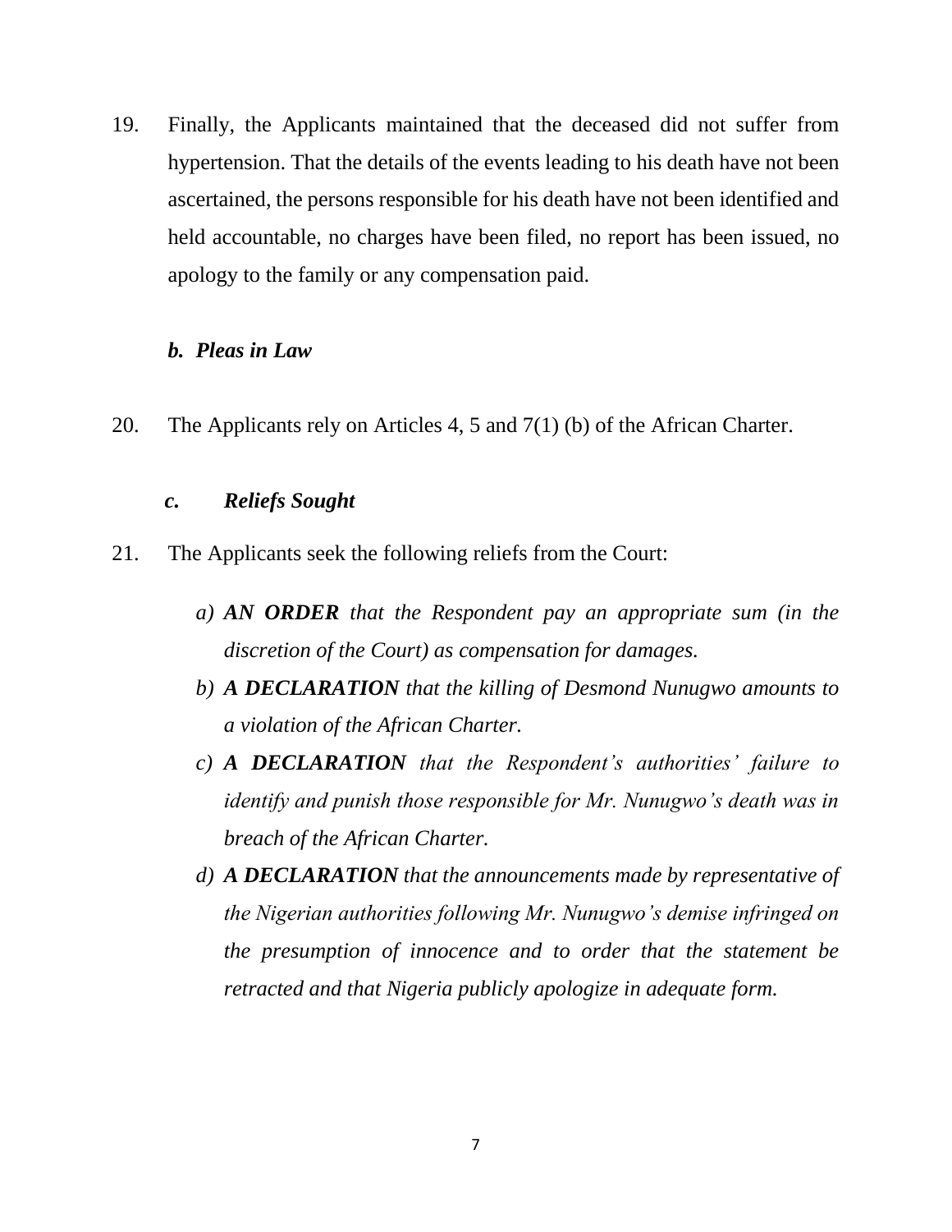19. Finally, the Applicants maintained that the deceased did not suffer from hypertension. That the details of the events leading to his death have not been ascertained, the persons responsible for his death have not been identified and held accountable, no charges have been filed, no report has been issued, no apology to the family or any compensation paid.

### *b. Pleas in Law*

20. The Applicants rely on Articles 4, 5 and 7(1) (b) of the African Charter.

### *c. Reliefs Sought*

21. The Applicants seek the following reliefs from the Court:

   a) ***AN ORDER*** *that the Respondent pay an appropriate sum (in the discretion of the Court) as compensation for damages.*

   b) ***A DECLARATION*** *that the killing of Desmond Nunugwo amounts to a violation of the African Charter.*

   c) ***A DECLARATION*** *that the Respondent's authorities' failure to identify and punish those responsible for Mr. Nunugwo's death was in breach of the African Charter.*

   d) ***A DECLARATION*** *that the announcements made by representative of the Nigerian authorities following Mr. Nunugwo's demise infringed on the presumption of innocence and to order that the statement be retracted and that Nigeria publicly apologize in adequate form.*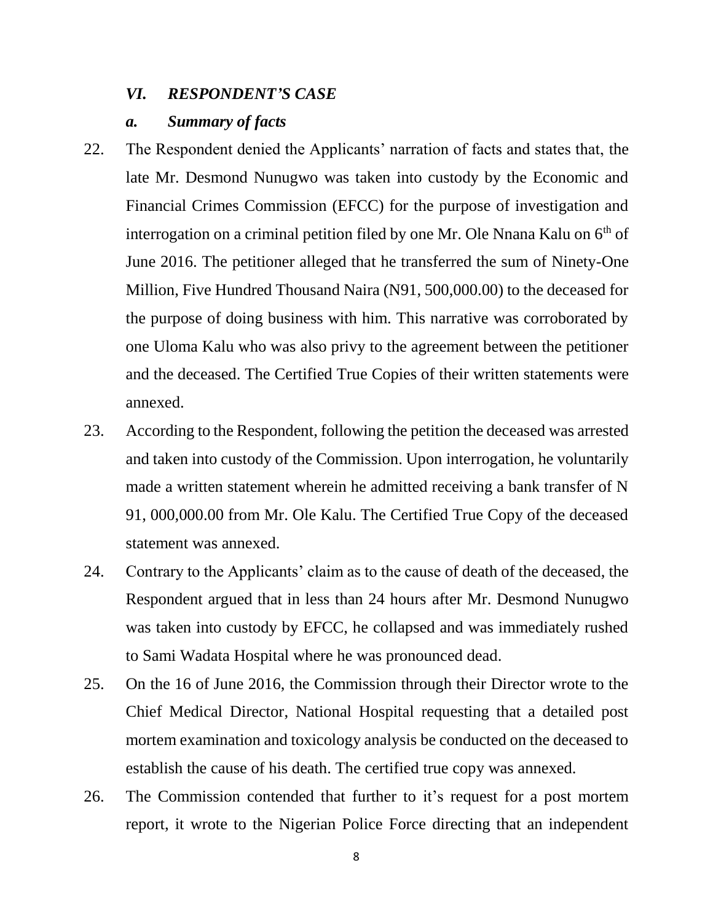### *VI. RESPONDENT'S CASE*

#### *a. Summary of facts*

22. The Respondent denied the Applicants' narration of facts and states that, the late Mr. Desmond Nunugwo was taken into custody by the Economic and Financial Crimes Commission (EFCC) for the purpose of investigation and interrogation on a criminal petition filed by one Mr. Ole Nnana Kalu on 6th of June 2016. The petitioner alleged that he transferred the sum of Ninety-One Million, Five Hundred Thousand Naira (N91, 500,000.00) to the deceased for the purpose of doing business with him. This narrative was corroborated by one Uloma Kalu who was also privy to the agreement between the petitioner and the deceased. The Certified True Copies of their written statements were annexed.

23. According to the Respondent, following the petition the deceased was arrested and taken into custody of the Commission. Upon interrogation, he voluntarily made a written statement wherein he admitted receiving a bank transfer of N 91, 000,000.00 from Mr. Ole Kalu. The Certified True Copy of the deceased statement was annexed.

24. Contrary to the Applicants' claim as to the cause of death of the deceased, the Respondent argued that in less than 24 hours after Mr. Desmond Nunugwo was taken into custody by EFCC, he collapsed and was immediately rushed to Sami Wadata Hospital where he was pronounced dead.

25. On the 16 of June 2016, the Commission through their Director wrote to the Chief Medical Director, National Hospital requesting that a detailed post mortem examination and toxicology analysis be conducted on the deceased to establish the cause of his death. The certified true copy was annexed.

26. The Commission contended that further to it's request for a post mortem report, it wrote to the Nigerian Police Force directing that an independent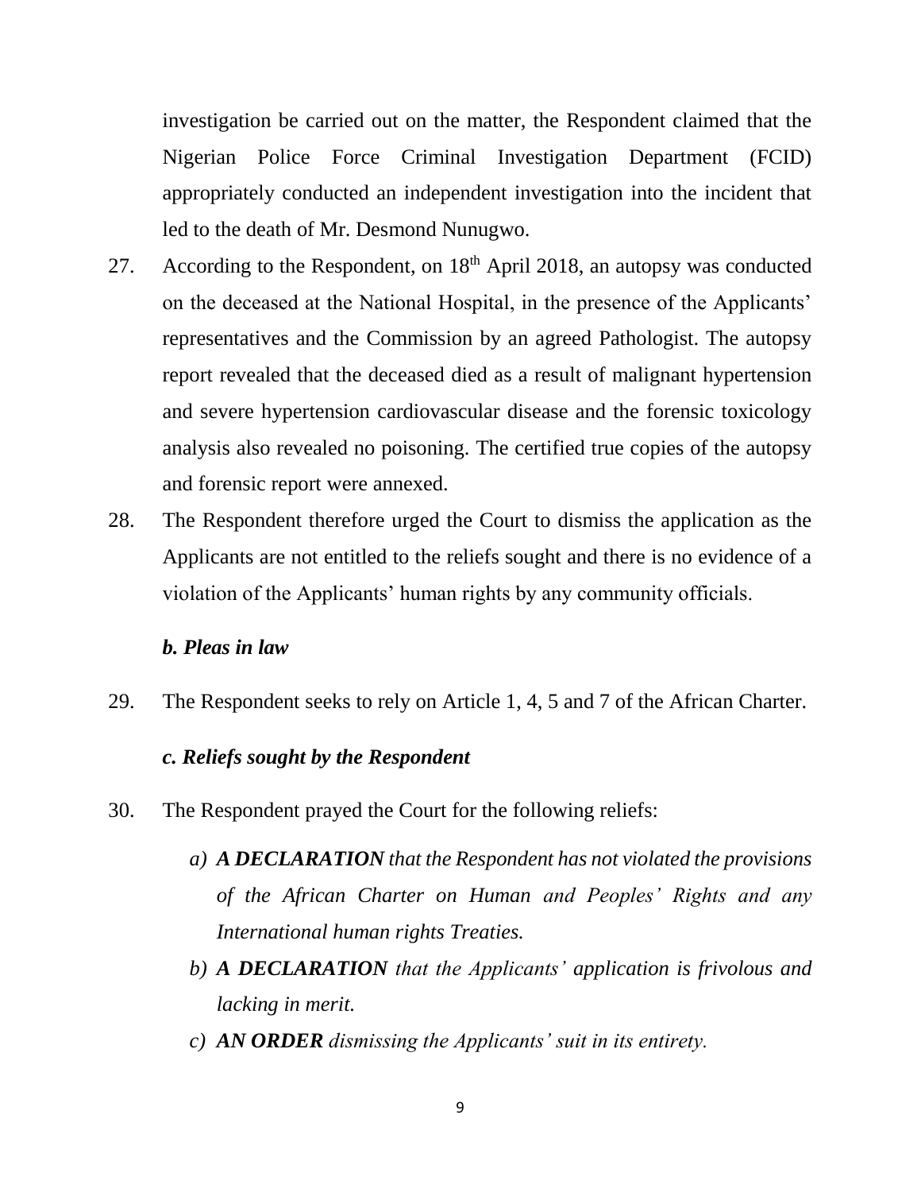investigation be carried out on the matter, the Respondent claimed that the Nigerian Police Force Criminal Investigation Department (FCID) appropriately conducted an independent investigation into the incident that led to the death of Mr. Desmond Nunugwo.

27. According to the Respondent, on 18th April 2018, an autopsy was conducted on the deceased at the National Hospital, in the presence of the Applicants' representatives and the Commission by an agreed Pathologist. The autopsy report revealed that the deceased died as a result of malignant hypertension and severe hypertension cardiovascular disease and the forensic toxicology analysis also revealed no poisoning. The certified true copies of the autopsy and forensic report were annexed.

28. The Respondent therefore urged the Court to dismiss the application as the Applicants are not entitled to the reliefs sought and there is no evidence of a violation of the Applicants' human rights by any community officials.

### *b. Pleas in law*

29. The Respondent seeks to rely on Article 1, 4, 5 and 7 of the African Charter.

### *c. Reliefs sought by the Respondent*

30. The Respondent prayed the Court for the following reliefs:

   a) ***A DECLARATION*** *that the Respondent has not violated the provisions of the African Charter on Human and Peoples' Rights and any International human rights Treaties.*
   b) ***A DECLARATION*** *that the Applicants' application is frivolous and lacking in merit.*
   c) ***AN ORDER*** *dismissing the Applicants' suit in its entirety.*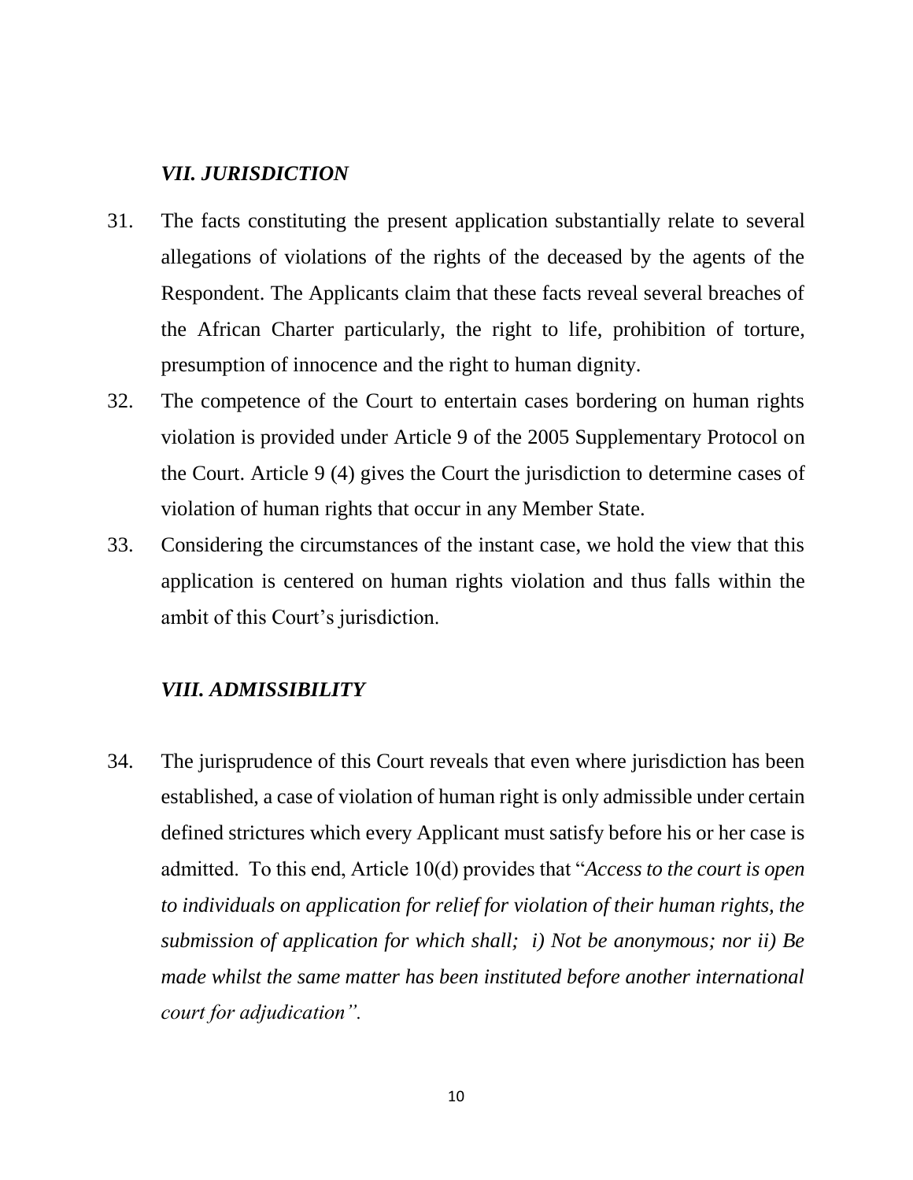### *VII. JURISDICTION*

31. The facts constituting the present application substantially relate to several allegations of violations of the rights of the deceased by the agents of the Respondent. The Applicants claim that these facts reveal several breaches of the African Charter particularly, the right to life, prohibition of torture, presumption of innocence and the right to human dignity.

32. The competence of the Court to entertain cases bordering on human rights violation is provided under Article 9 of the 2005 Supplementary Protocol on the Court. Article 9 (4) gives the Court the jurisdiction to determine cases of violation of human rights that occur in any Member State.

33. Considering the circumstances of the instant case, we hold the view that this application is centered on human rights violation and thus falls within the ambit of this Court's jurisdiction.

### *VIII. ADMISSIBILITY*

34. The jurisprudence of this Court reveals that even where jurisdiction has been established, a case of violation of human right is only admissible under certain defined strictures which every Applicant must satisfy before his or her case is admitted. To this end, Article 10(d) provides that "*Access to the court is open to individuals on application for relief for violation of their human rights, the submission of application for which shall; i) Not be anonymous; nor ii) Be made whilst the same matter has been instituted before another international court for adjudication".*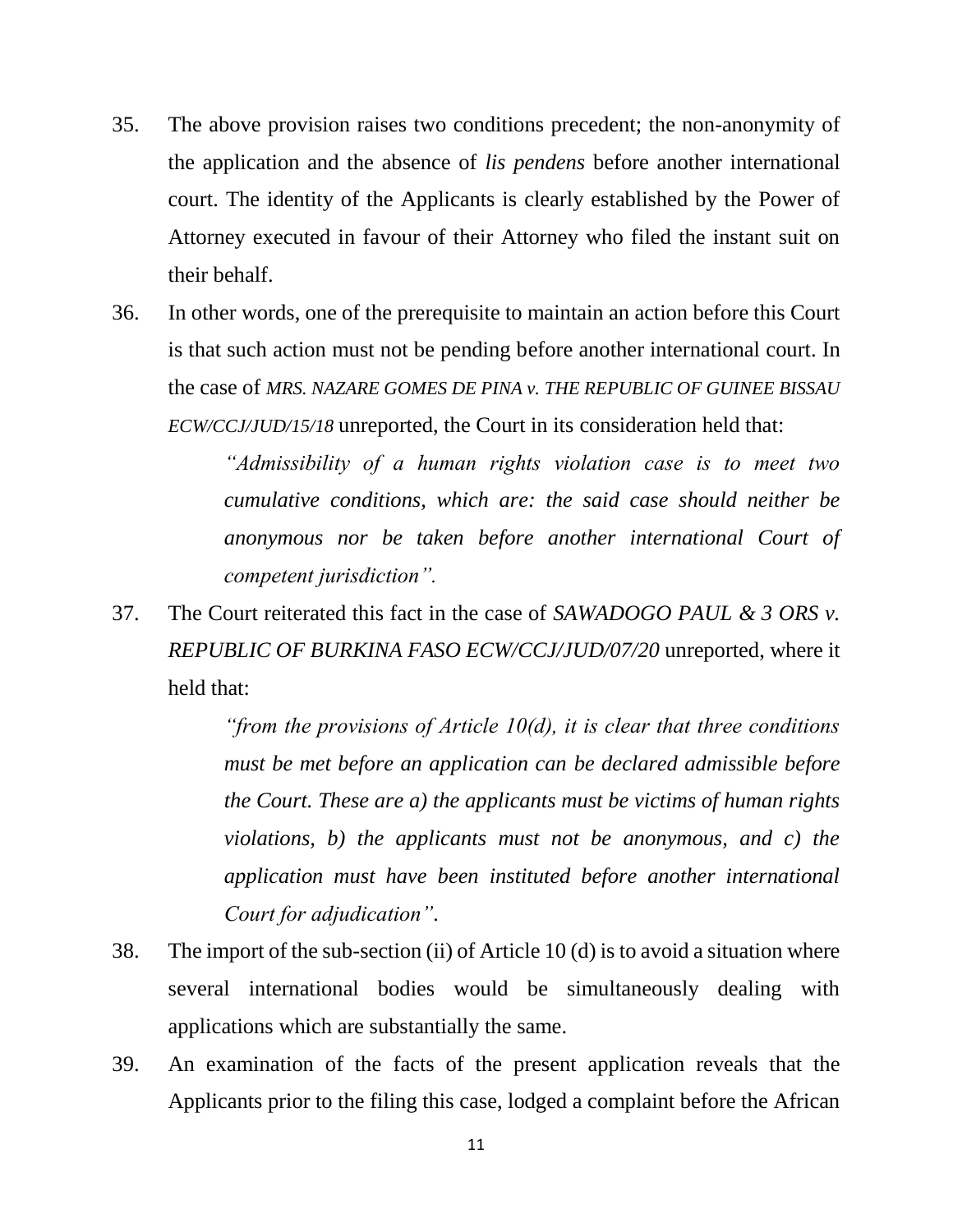35. The above provision raises two conditions precedent; the non-anonymity of the application and the absence of *lis pendens* before another international court. The identity of the Applicants is clearly established by the Power of Attorney executed in favour of their Attorney who filed the instant suit on their behalf.

36. In other words, one of the prerequisite to maintain an action before this Court is that such action must not be pending before another international court. In the case of *MRS. NAZARE GOMES DE PINA v. THE REPUBLIC OF GUINEE BISSAU ECW/CCJ/JUD/15/18* unreported, the Court in its consideration held that:

    *"Admissibility of a human rights violation case is to meet two cumulative conditions, which are: the said case should neither be anonymous nor be taken before another international Court of competent jurisdiction".*

37. The Court reiterated this fact in the case of *SAWADOGO PAUL & 3 ORS v. REPUBLIC OF BURKINA FASO ECW/CCJ/JUD/07/20* unreported, where it held that:

    *"from the provisions of Article 10(d), it is clear that three conditions must be met before an application can be declared admissible before the Court. These are a) the applicants must be victims of human rights violations, b) the applicants must not be anonymous, and c) the application must have been instituted before another international Court for adjudication".*

38. The import of the sub-section (ii) of Article 10 (d) is to avoid a situation where several international bodies would be simultaneously dealing with applications which are substantially the same.

39. An examination of the facts of the present application reveals that the Applicants prior to the filing this case, lodged a complaint before the African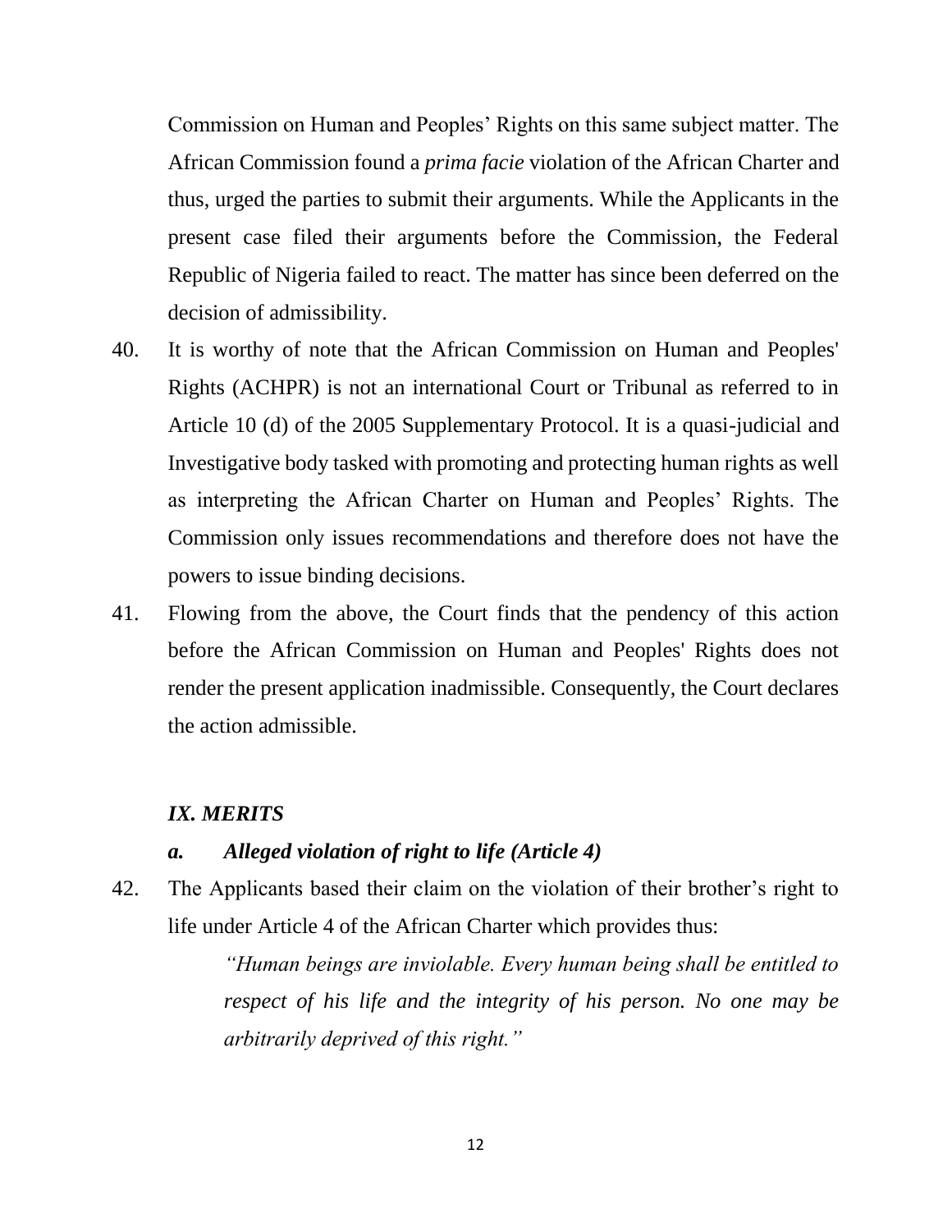Commission on Human and Peoples' Rights on this same subject matter. The African Commission found a *prima facie* violation of the African Charter and thus, urged the parties to submit their arguments. While the Applicants in the present case filed their arguments before the Commission, the Federal Republic of Nigeria failed to react. The matter has since been deferred on the decision of admissibility.

40. It is worthy of note that the African Commission on Human and Peoples' Rights (ACHPR) is not an international Court or Tribunal as referred to in Article 10 (d) of the 2005 Supplementary Protocol. It is a quasi-judicial and Investigative body tasked with promoting and protecting human rights as well as interpreting the African Charter on Human and Peoples' Rights. The Commission only issues recommendations and therefore does not have the powers to issue binding decisions.

41. Flowing from the above, the Court finds that the pendency of this action before the African Commission on Human and Peoples' Rights does not render the present application inadmissible. Consequently, the Court declares the action admissible.

## *IX. MERITS*

### *a. Alleged violation of right to life (Article 4)*

42. The Applicants based their claim on the violation of their brother's right to life under Article 4 of the African Charter which provides thus:

> *"Human beings are inviolable. Every human being shall be entitled to respect of his life and the integrity of his person. No one may be arbitrarily deprived of this right."*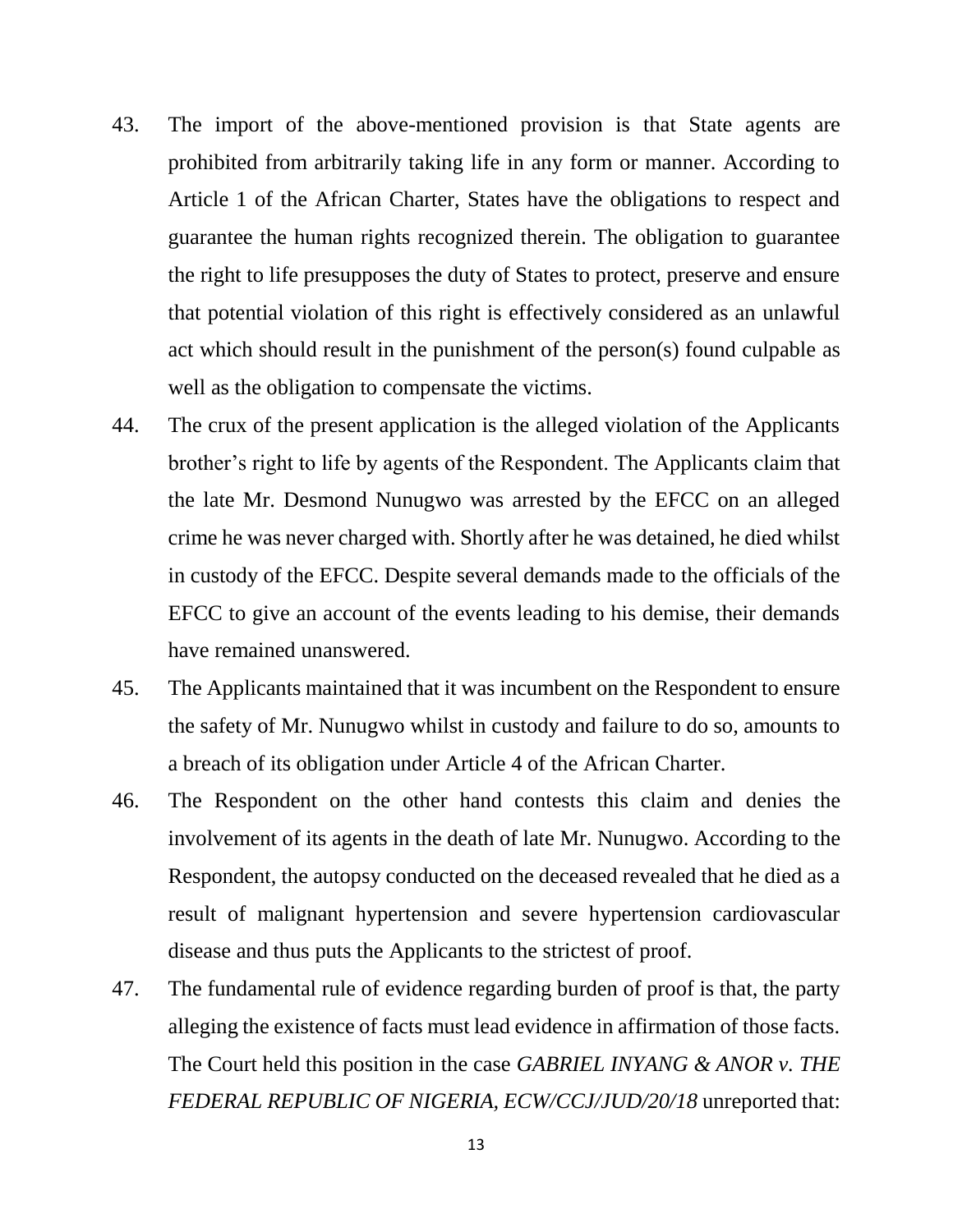43. The import of the above-mentioned provision is that State agents are prohibited from arbitrarily taking life in any form or manner. According to Article 1 of the African Charter, States have the obligations to respect and guarantee the human rights recognized therein. The obligation to guarantee the right to life presupposes the duty of States to protect, preserve and ensure that potential violation of this right is effectively considered as an unlawful act which should result in the punishment of the person(s) found culpable as well as the obligation to compensate the victims.

44. The crux of the present application is the alleged violation of the Applicants brother's right to life by agents of the Respondent. The Applicants claim that the late Mr. Desmond Nunugwo was arrested by the EFCC on an alleged crime he was never charged with. Shortly after he was detained, he died whilst in custody of the EFCC. Despite several demands made to the officials of the EFCC to give an account of the events leading to his demise, their demands have remained unanswered.

45. The Applicants maintained that it was incumbent on the Respondent to ensure the safety of Mr. Nunugwo whilst in custody and failure to do so, amounts to a breach of its obligation under Article 4 of the African Charter.

46. The Respondent on the other hand contests this claim and denies the involvement of its agents in the death of late Mr. Nunugwo. According to the Respondent, the autopsy conducted on the deceased revealed that he died as a result of malignant hypertension and severe hypertension cardiovascular disease and thus puts the Applicants to the strictest of proof.

47. The fundamental rule of evidence regarding burden of proof is that, the party alleging the existence of facts must lead evidence in affirmation of those facts. The Court held this position in the case *GABRIEL INYANG & ANOR v. THE FEDERAL REPUBLIC OF NIGERIA, ECW/CCJ/JUD/20/18* unreported that: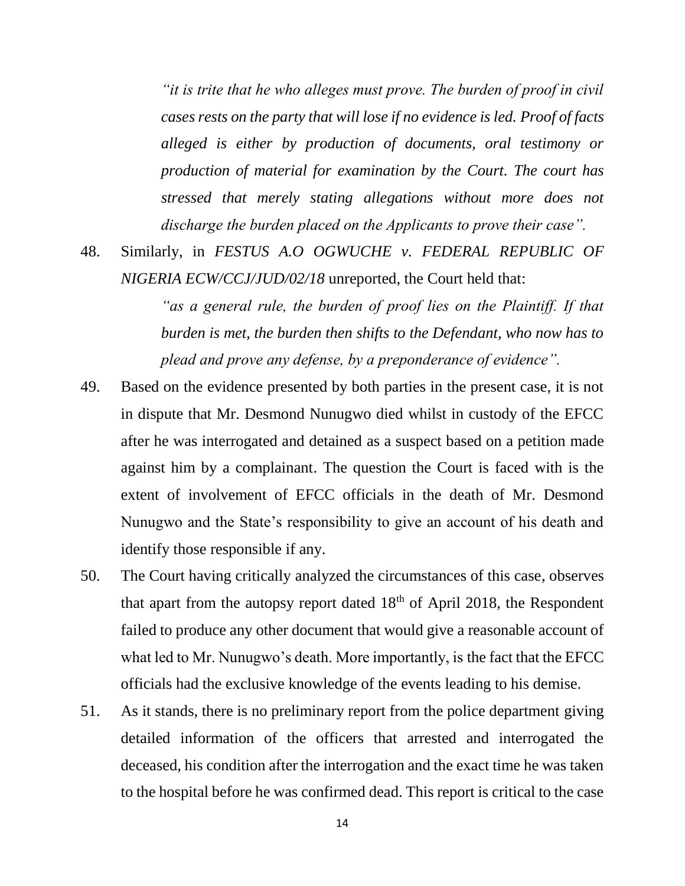> *"it is trite that he who alleges must prove. The burden of proof in civil cases rests on the party that will lose if no evidence is led. Proof of facts alleged is either by production of documents, oral testimony or production of material for examination by the Court. The court has stressed that merely stating allegations without more does not discharge the burden placed on the Applicants to prove their case".*

48. Similarly, in *FESTUS A.O OGWUCHE v. FEDERAL REPUBLIC OF NIGERIA ECW/CCJ/JUD/02/18* unreported, the Court held that:

> *"as a general rule, the burden of proof lies on the Plaintiff. If that burden is met, the burden then shifts to the Defendant, who now has to plead and prove any defense, by a preponderance of evidence".*

49. Based on the evidence presented by both parties in the present case, it is not in dispute that Mr. Desmond Nunugwo died whilst in custody of the EFCC after he was interrogated and detained as a suspect based on a petition made against him by a complainant. The question the Court is faced with is the extent of involvement of EFCC officials in the death of Mr. Desmond Nunugwo and the State's responsibility to give an account of his death and identify those responsible if any.

50. The Court having critically analyzed the circumstances of this case, observes that apart from the autopsy report dated 18th of April 2018, the Respondent failed to produce any other document that would give a reasonable account of what led to Mr. Nunugwo's death. More importantly, is the fact that the EFCC officials had the exclusive knowledge of the events leading to his demise.

51. As it stands, there is no preliminary report from the police department giving detailed information of the officers that arrested and interrogated the deceased, his condition after the interrogation and the exact time he was taken to the hospital before he was confirmed dead. This report is critical to the case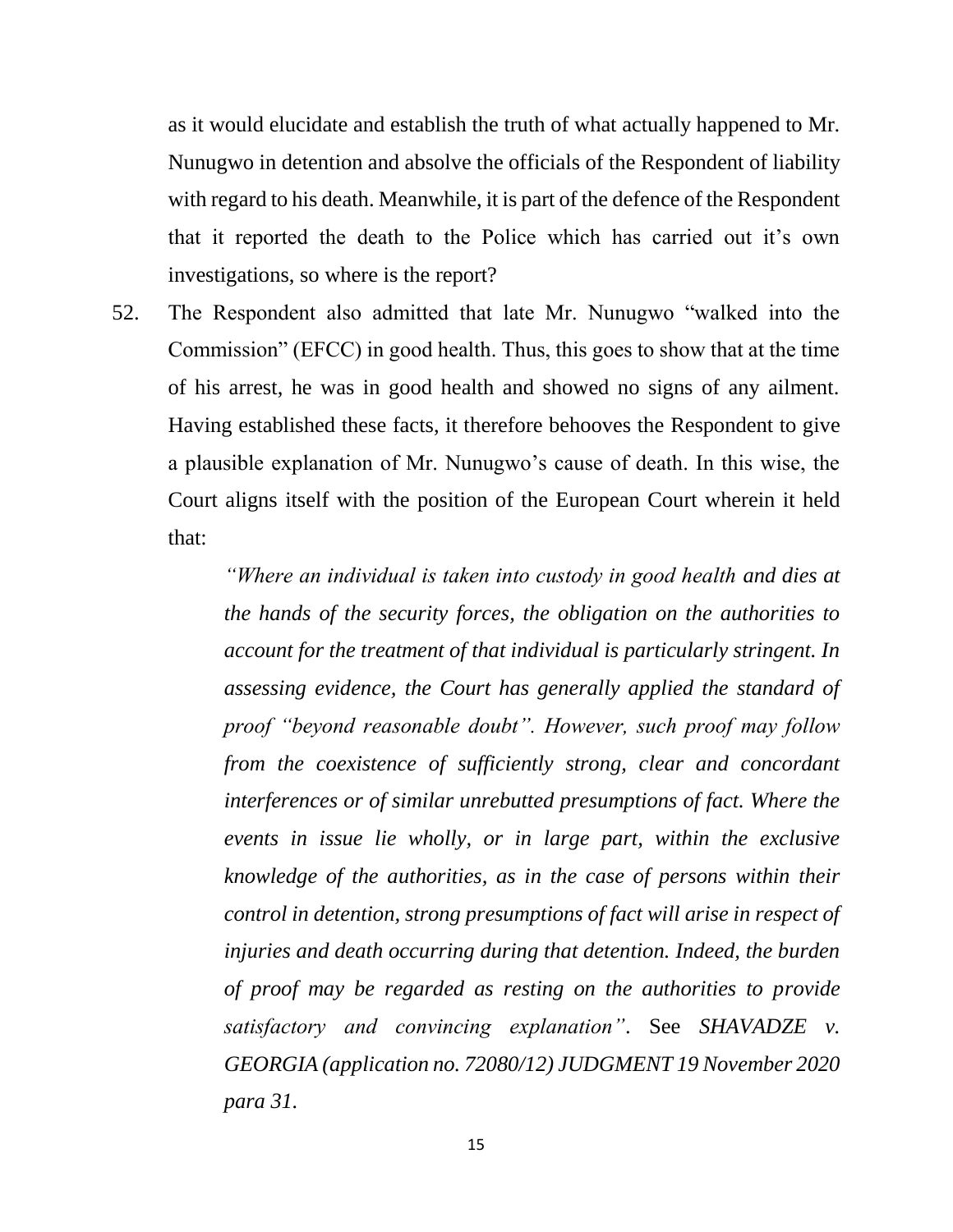as it would elucidate and establish the truth of what actually happened to Mr. Nunugwo in detention and absolve the officials of the Respondent of liability with regard to his death. Meanwhile, it is part of the defence of the Respondent that it reported the death to the Police which has carried out it's own investigations, so where is the report?

52. The Respondent also admitted that late Mr. Nunugwo "walked into the Commission" (EFCC) in good health. Thus, this goes to show that at the time of his arrest, he was in good health and showed no signs of any ailment. Having established these facts, it therefore behooves the Respondent to give a plausible explanation of Mr. Nunugwo's cause of death. In this wise, the Court aligns itself with the position of the European Court wherein it held that:

> *"Where an individual is taken into custody in good health and dies at the hands of the security forces, the obligation on the authorities to account for the treatment of that individual is particularly stringent. In assessing evidence, the Court has generally applied the standard of proof "beyond reasonable doubt". However, such proof may follow from the coexistence of sufficiently strong, clear and concordant interferences or of similar unrebutted presumptions of fact. Where the events in issue lie wholly, or in large part, within the exclusive knowledge of the authorities, as in the case of persons within their control in detention, strong presumptions of fact will arise in respect of injuries and death occurring during that detention. Indeed, the burden of proof may be regarded as resting on the authorities to provide satisfactory and convincing explanation".* See *SHAVADZE v. GEORGIA (application no. 72080/12) JUDGMENT 19 November 2020 para 31.*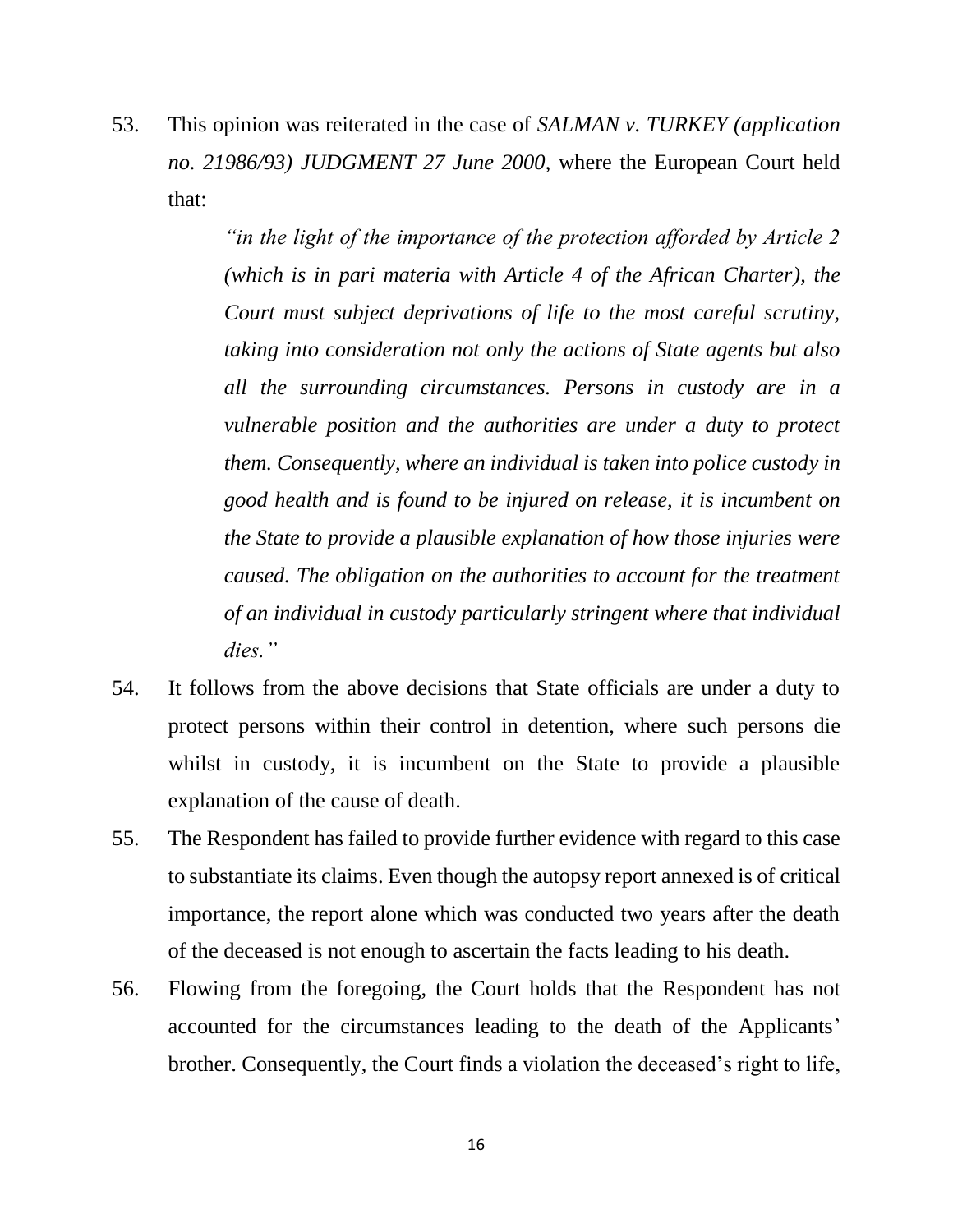53. This opinion was reiterated in the case of *SALMAN v. TURKEY (application no. 21986/93) JUDGMENT 27 June 2000*, where the European Court held that:

> *"in the light of the importance of the protection afforded by Article 2 (which is in pari materia with Article 4 of the African Charter), the Court must subject deprivations of life to the most careful scrutiny, taking into consideration not only the actions of State agents but also all the surrounding circumstances. Persons in custody are in a vulnerable position and the authorities are under a duty to protect them. Consequently, where an individual is taken into police custody in good health and is found to be injured on release, it is incumbent on the State to provide a plausible explanation of how those injuries were caused. The obligation on the authorities to account for the treatment of an individual in custody particularly stringent where that individual dies."*

54. It follows from the above decisions that State officials are under a duty to protect persons within their control in detention, where such persons die whilst in custody, it is incumbent on the State to provide a plausible explanation of the cause of death.

55. The Respondent has failed to provide further evidence with regard to this case to substantiate its claims. Even though the autopsy report annexed is of critical importance, the report alone which was conducted two years after the death of the deceased is not enough to ascertain the facts leading to his death.

56. Flowing from the foregoing, the Court holds that the Respondent has not accounted for the circumstances leading to the death of the Applicants' brother. Consequently, the Court finds a violation the deceased's right to life,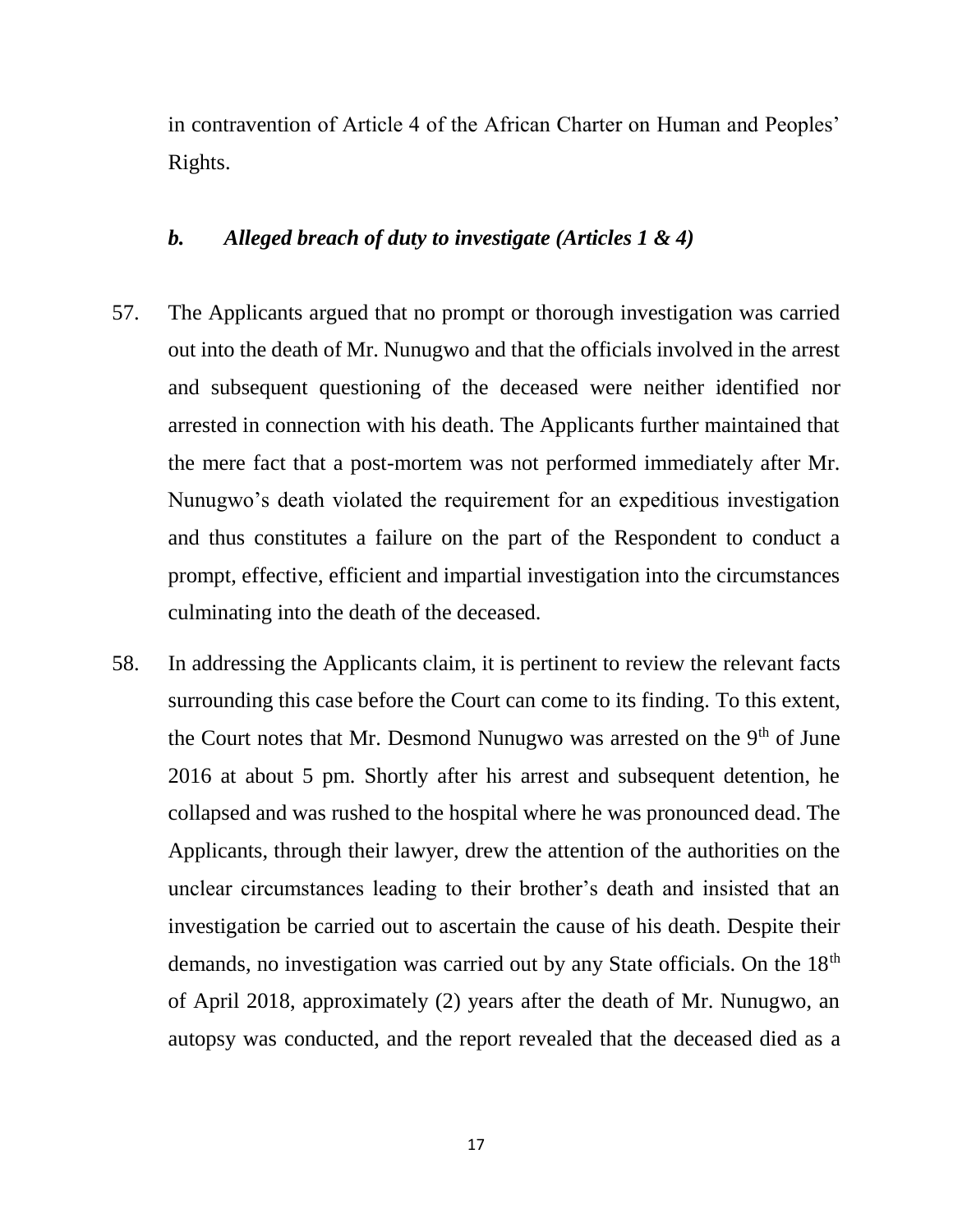in contravention of Article 4 of the African Charter on Human and Peoples' Rights.

### *b. Alleged breach of duty to investigate (Articles 1 & 4)*

57. The Applicants argued that no prompt or thorough investigation was carried out into the death of Mr. Nunugwo and that the officials involved in the arrest and subsequent questioning of the deceased were neither identified nor arrested in connection with his death. The Applicants further maintained that the mere fact that a post-mortem was not performed immediately after Mr. Nunugwo's death violated the requirement for an expeditious investigation and thus constitutes a failure on the part of the Respondent to conduct a prompt, effective, efficient and impartial investigation into the circumstances culminating into the death of the deceased.

58. In addressing the Applicants claim, it is pertinent to review the relevant facts surrounding this case before the Court can come to its finding. To this extent, the Court notes that Mr. Desmond Nunugwo was arrested on the 9th of June 2016 at about 5 pm. Shortly after his arrest and subsequent detention, he collapsed and was rushed to the hospital where he was pronounced dead. The Applicants, through their lawyer, drew the attention of the authorities on the unclear circumstances leading to their brother's death and insisted that an investigation be carried out to ascertain the cause of his death. Despite their demands, no investigation was carried out by any State officials. On the 18th of April 2018, approximately (2) years after the death of Mr. Nunugwo, an autopsy was conducted, and the report revealed that the deceased died as a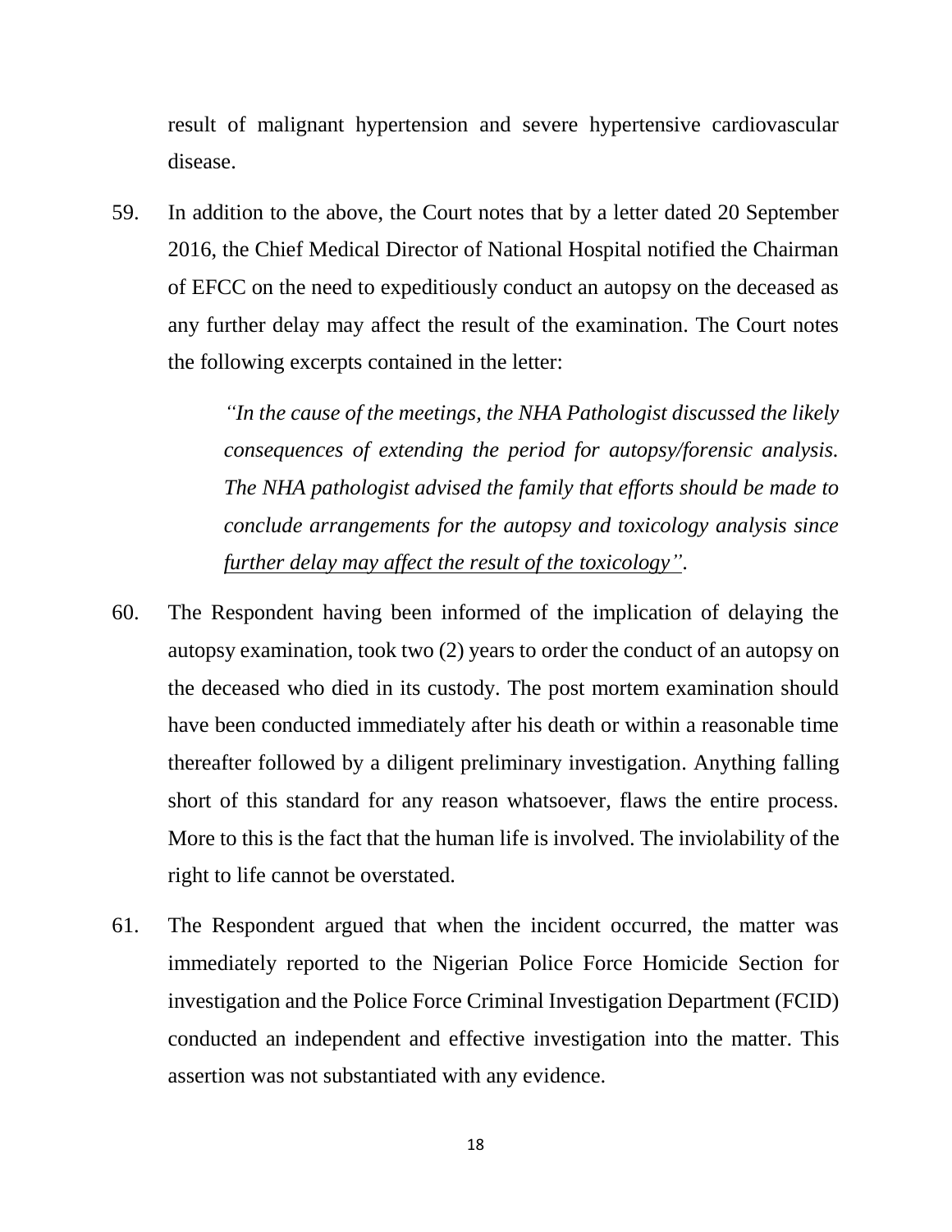result of malignant hypertension and severe hypertensive cardiovascular disease.

59. In addition to the above, the Court notes that by a letter dated 20 September 2016, the Chief Medical Director of National Hospital notified the Chairman of EFCC on the need to expeditiously conduct an autopsy on the deceased as any further delay may affect the result of the examination. The Court notes the following excerpts contained in the letter:

> *"In the cause of the meetings, the NHA Pathologist discussed the likely consequences of extending the period for autopsy/forensic analysis. The NHA pathologist advised the family that efforts should be made to conclude arrangements for the autopsy and toxicology analysis since <u>further delay may affect the result of the toxicology</u>"*.

60. The Respondent having been informed of the implication of delaying the autopsy examination, took two (2) years to order the conduct of an autopsy on the deceased who died in its custody. The post mortem examination should have been conducted immediately after his death or within a reasonable time thereafter followed by a diligent preliminary investigation. Anything falling short of this standard for any reason whatsoever, flaws the entire process. More to this is the fact that the human life is involved. The inviolability of the right to life cannot be overstated.

61. The Respondent argued that when the incident occurred, the matter was immediately reported to the Nigerian Police Force Homicide Section for investigation and the Police Force Criminal Investigation Department (FCID) conducted an independent and effective investigation into the matter. This assertion was not substantiated with any evidence.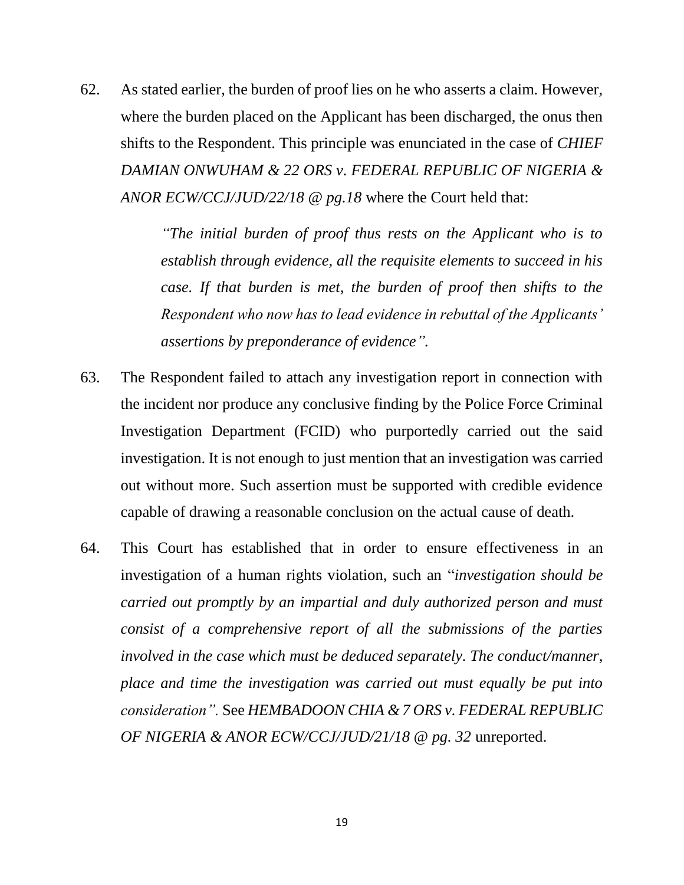62. As stated earlier, the burden of proof lies on he who asserts a claim. However, where the burden placed on the Applicant has been discharged, the onus then shifts to the Respondent. This principle was enunciated in the case of *CHIEF DAMIAN ONWUHAM & 22 ORS v. FEDERAL REPUBLIC OF NIGERIA & ANOR ECW/CCJ/JUD/22/18 @ pg.18* where the Court held that:

> *"The initial burden of proof thus rests on the Applicant who is to establish through evidence, all the requisite elements to succeed in his case. If that burden is met, the burden of proof then shifts to the Respondent who now has to lead evidence in rebuttal of the Applicants' assertions by preponderance of evidence".*

63. The Respondent failed to attach any investigation report in connection with the incident nor produce any conclusive finding by the Police Force Criminal Investigation Department (FCID) who purportedly carried out the said investigation. It is not enough to just mention that an investigation was carried out without more. Such assertion must be supported with credible evidence capable of drawing a reasonable conclusion on the actual cause of death.

64. This Court has established that in order to ensure effectiveness in an investigation of a human rights violation, such an "*investigation should be carried out promptly by an impartial and duly authorized person and must consist of a comprehensive report of all the submissions of the parties involved in the case which must be deduced separately. The conduct/manner, place and time the investigation was carried out must equally be put into consideration".* See *HEMBADOON CHIA & 7 ORS v. FEDERAL REPUBLIC OF NIGERIA & ANOR ECW/CCJ/JUD/21/18 @ pg. 32* unreported.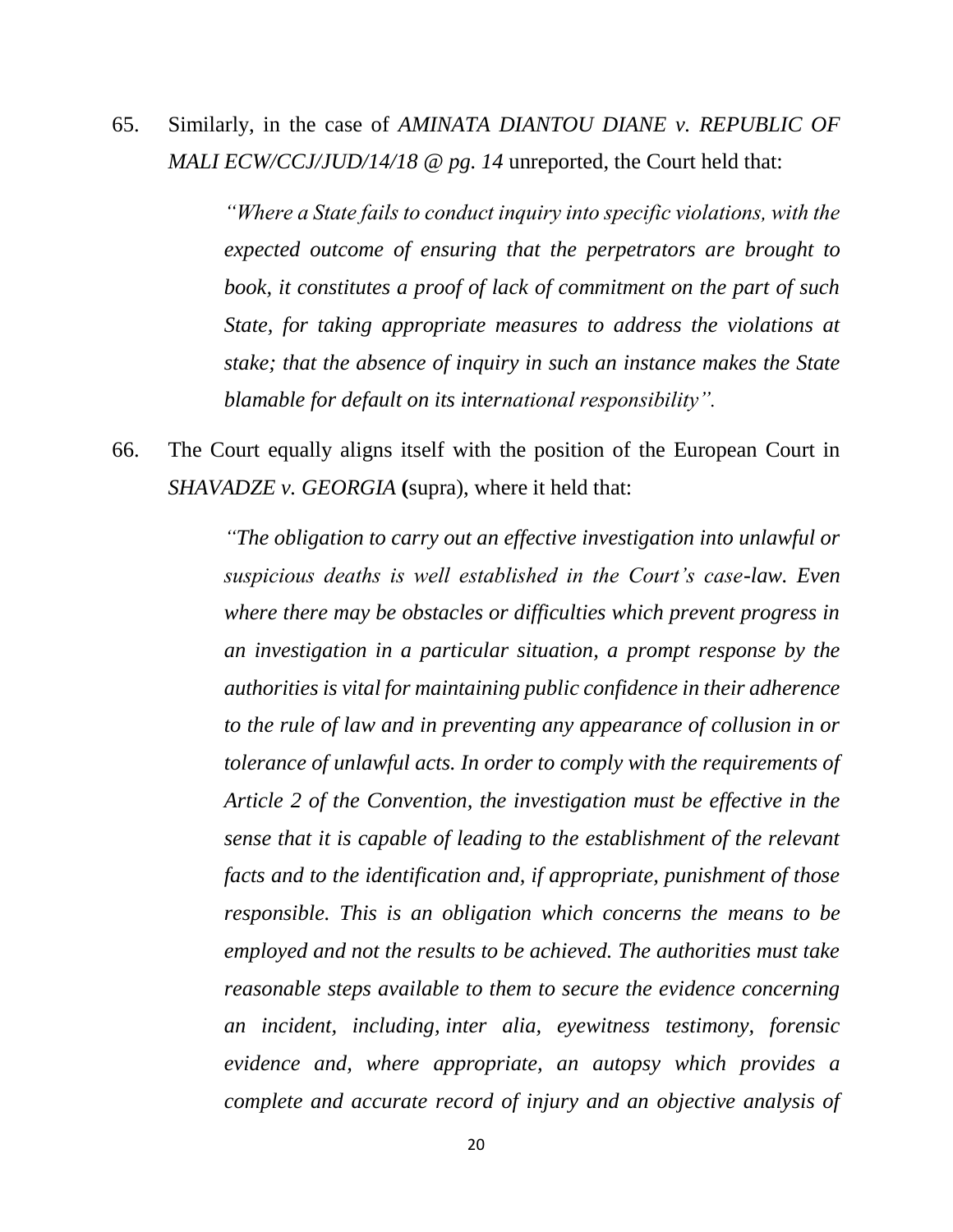65. Similarly, in the case of *AMINATA DIANTOU DIANE v. REPUBLIC OF MALI ECW/CCJ/JUD/14/18 @ pg. 14* unreported, the Court held that:

> *"Where a State fails to conduct inquiry into specific violations, with the expected outcome of ensuring that the perpetrators are brought to book, it constitutes a proof of lack of commitment on the part of such State, for taking appropriate measures to address the violations at stake; that the absence of inquiry in such an instance makes the State blamable for default on its international responsibility".*

66. The Court equally aligns itself with the position of the European Court in *SHAVADZE v. GEORGIA* **(**supra), where it held that:

> *"The obligation to carry out an effective investigation into unlawful or suspicious deaths is well established in the Court's case-law. Even where there may be obstacles or difficulties which prevent progress in an investigation in a particular situation, a prompt response by the authorities is vital for maintaining public confidence in their adherence to the rule of law and in preventing any appearance of collusion in or tolerance of unlawful acts. In order to comply with the requirements of Article 2 of the Convention, the investigation must be effective in the sense that it is capable of leading to the establishment of the relevant facts and to the identification and, if appropriate, punishment of those responsible. This is an obligation which concerns the means to be employed and not the results to be achieved. The authorities must take reasonable steps available to them to secure the evidence concerning an incident, including, inter alia, eyewitness testimony, forensic evidence and, where appropriate, an autopsy which provides a complete and accurate record of injury and an objective analysis of*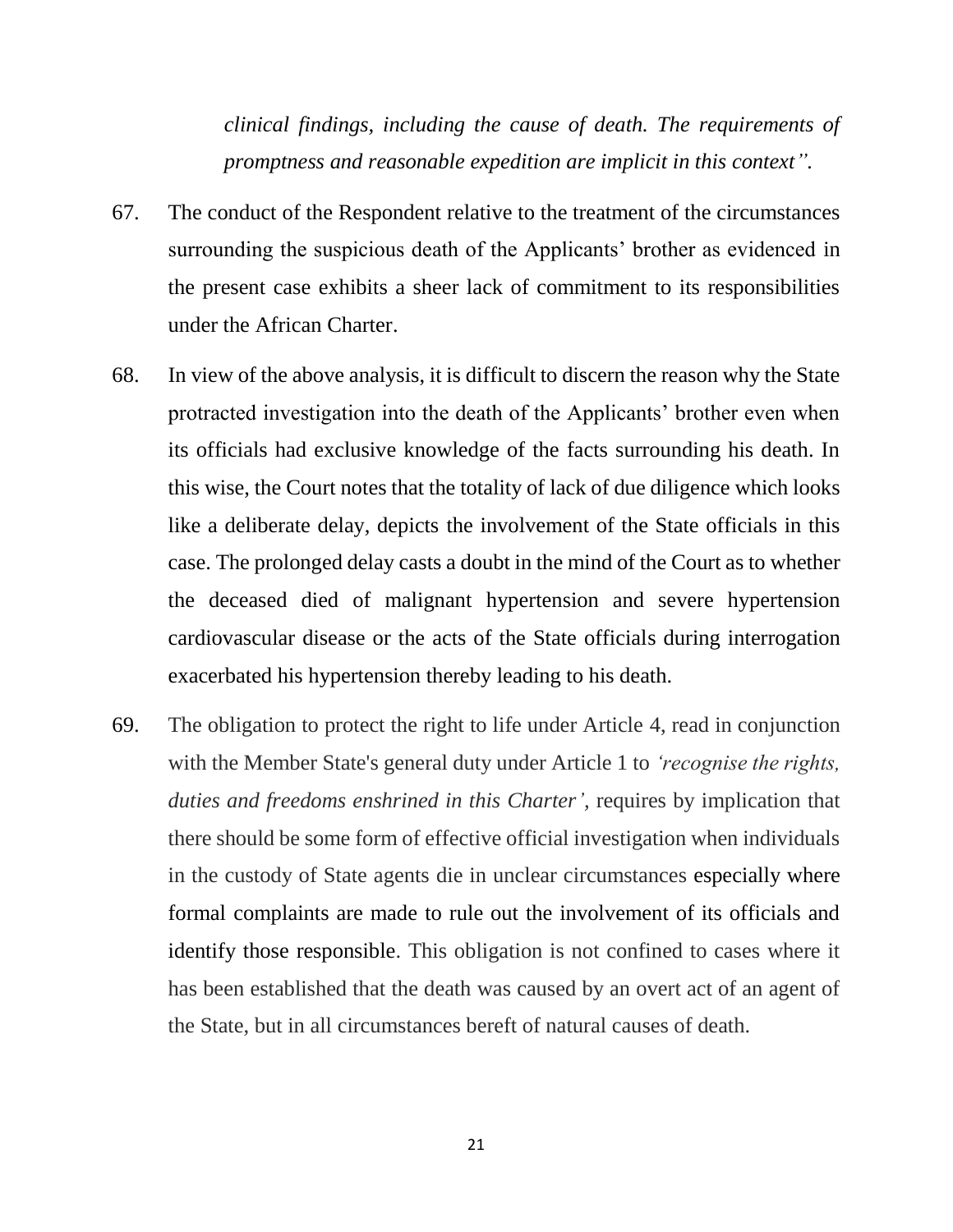*clinical findings, including the cause of death. The requirements of promptness and reasonable expedition are implicit in this context".*

67. The conduct of the Respondent relative to the treatment of the circumstances surrounding the suspicious death of the Applicants' brother as evidenced in the present case exhibits a sheer lack of commitment to its responsibilities under the African Charter.

68. In view of the above analysis, it is difficult to discern the reason why the State protracted investigation into the death of the Applicants' brother even when its officials had exclusive knowledge of the facts surrounding his death. In this wise, the Court notes that the totality of lack of due diligence which looks like a deliberate delay, depicts the involvement of the State officials in this case. The prolonged delay casts a doubt in the mind of the Court as to whether the deceased died of malignant hypertension and severe hypertension cardiovascular disease or the acts of the State officials during interrogation exacerbated his hypertension thereby leading to his death.

69. The obligation to protect the right to life under Article 4, read in conjunction with the Member State's general duty under Article 1 to *'recognise the rights, duties and freedoms enshrined in this Charter',* requires by implication that there should be some form of effective official investigation when individuals in the custody of State agents die in unclear circumstances especially where formal complaints are made to rule out the involvement of its officials and identify those responsible. This obligation is not confined to cases where it has been established that the death was caused by an overt act of an agent of the State, but in all circumstances bereft of natural causes of death.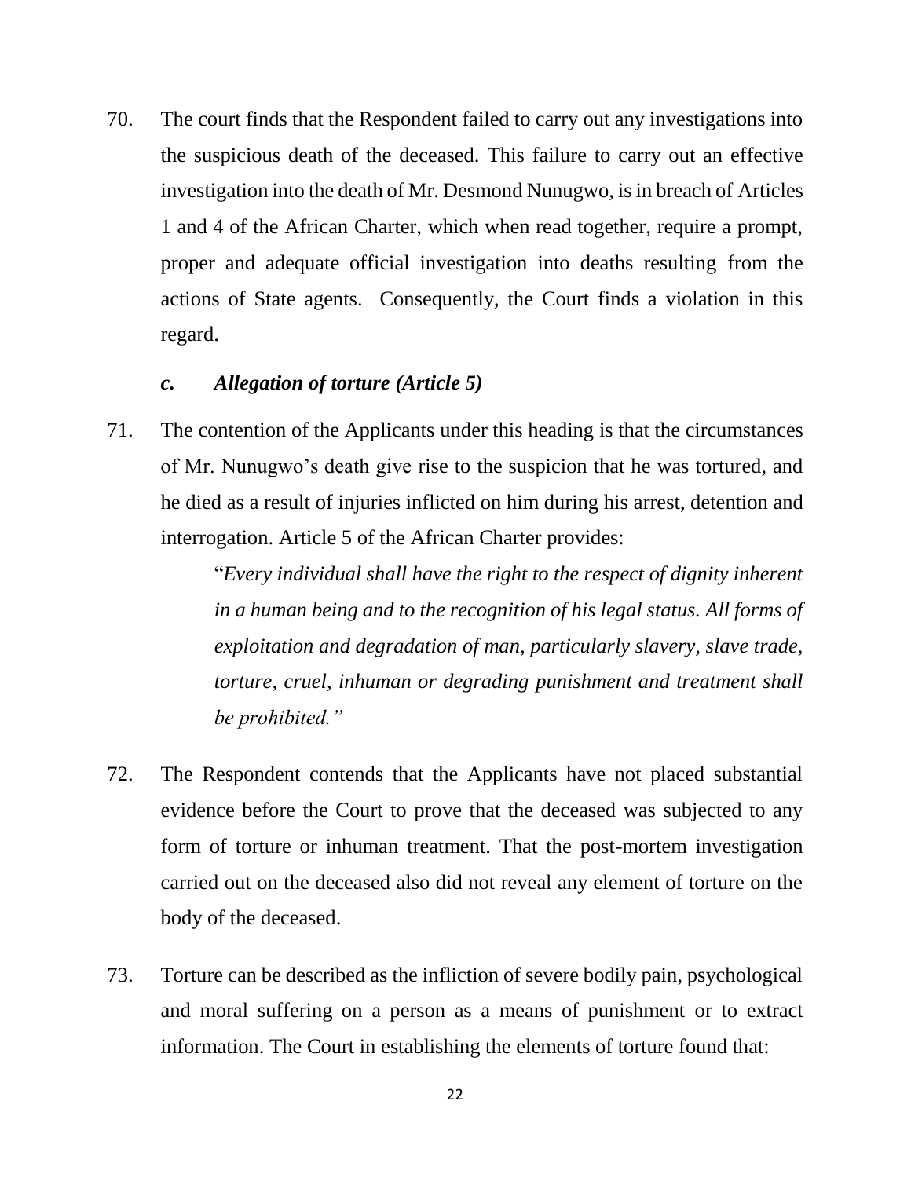70. The court finds that the Respondent failed to carry out any investigations into the suspicious death of the deceased. This failure to carry out an effective investigation into the death of Mr. Desmond Nunugwo, is in breach of Articles 1 and 4 of the African Charter, which when read together, require a prompt, proper and adequate official investigation into deaths resulting from the actions of State agents. Consequently, the Court finds a violation in this regard.

### *c. Allegation of torture (Article 5)*

71. The contention of the Applicants under this heading is that the circumstances of Mr. Nunugwo's death give rise to the suspicion that he was tortured, and he died as a result of injuries inflicted on him during his arrest, detention and interrogation. Article 5 of the African Charter provides:

> "*Every individual shall have the right to the respect of dignity inherent in a human being and to the recognition of his legal status. All forms of exploitation and degradation of man, particularly slavery, slave trade, torture, cruel, inhuman or degrading punishment and treatment shall be prohibited.*"

72. The Respondent contends that the Applicants have not placed substantial evidence before the Court to prove that the deceased was subjected to any form of torture or inhuman treatment. That the post-mortem investigation carried out on the deceased also did not reveal any element of torture on the body of the deceased.

73. Torture can be described as the infliction of severe bodily pain, psychological and moral suffering on a person as a means of punishment or to extract information. The Court in establishing the elements of torture found that: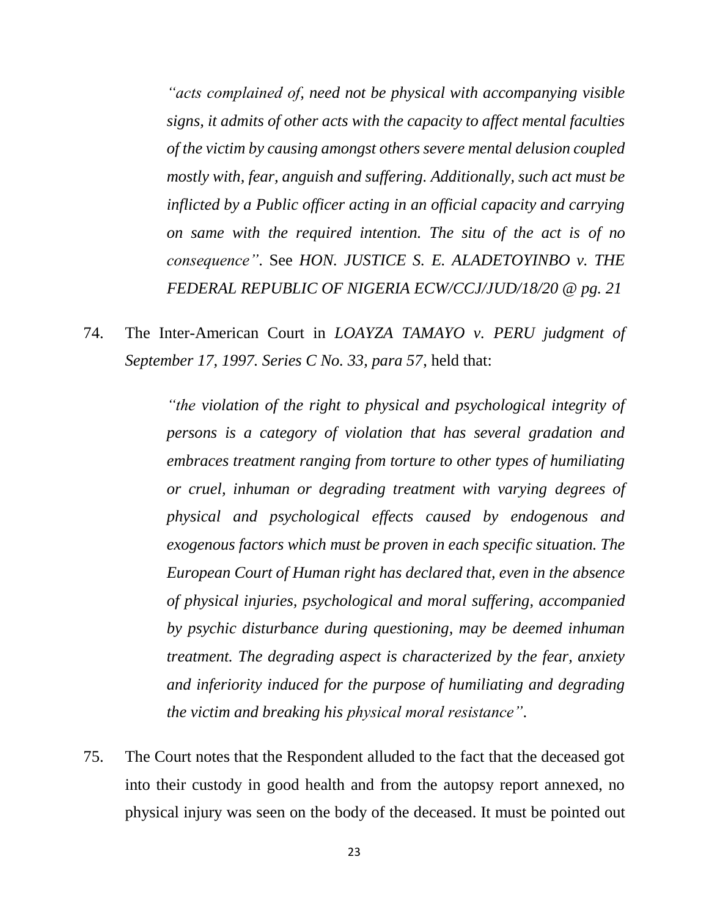> *"acts complained of, need not be physical with accompanying visible signs, it admits of other acts with the capacity to affect mental faculties of the victim by causing amongst others severe mental delusion coupled mostly with, fear, anguish and suffering. Additionally, such act must be inflicted by a Public officer acting in an official capacity and carrying on same with the required intention. The situ of the act is of no consequence".* See *HON. JUSTICE S. E. ALADETOYINBO v. THE FEDERAL REPUBLIC OF NIGERIA ECW/CCJ/JUD/18/20 @ pg. 21*

74. The Inter-American Court in *LOAYZA TAMAYO v. PERU judgment of September 17, 1997. Series C No. 33, para 57,* held that:

> *"the violation of the right to physical and psychological integrity of persons is a category of violation that has several gradation and embraces treatment ranging from torture to other types of humiliating or cruel, inhuman or degrading treatment with varying degrees of physical and psychological effects caused by endogenous and exogenous factors which must be proven in each specific situation. The European Court of Human right has declared that, even in the absence of physical injuries, psychological and moral suffering, accompanied by psychic disturbance during questioning, may be deemed inhuman treatment. The degrading aspect is characterized by the fear, anxiety and inferiority induced for the purpose of humiliating and degrading the victim and breaking his physical moral resistance".*

75. The Court notes that the Respondent alluded to the fact that the deceased got into their custody in good health and from the autopsy report annexed, no physical injury was seen on the body of the deceased. It must be pointed out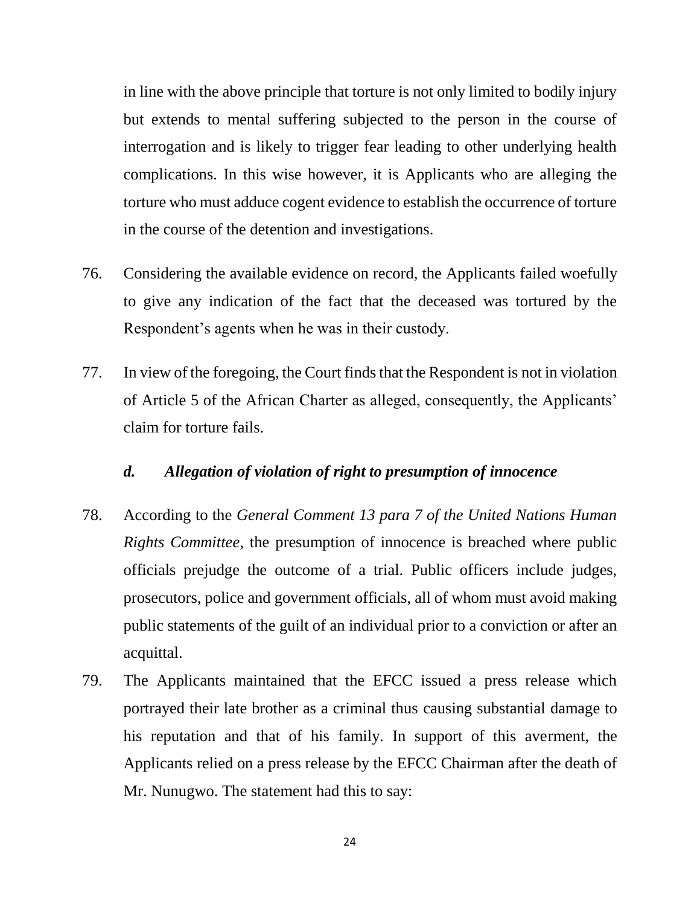in line with the above principle that torture is not only limited to bodily injury but extends to mental suffering subjected to the person in the course of interrogation and is likely to trigger fear leading to other underlying health complications. In this wise however, it is Applicants who are alleging the torture who must adduce cogent evidence to establish the occurrence of torture in the course of the detention and investigations.

76. Considering the available evidence on record, the Applicants failed woefully to give any indication of the fact that the deceased was tortured by the Respondent's agents when he was in their custody.

77. In view of the foregoing, the Court finds that the Respondent is not in violation of Article 5 of the African Charter as alleged, consequently, the Applicants' claim for torture fails.

### *d. Allegation of violation of right to presumption of innocence*

78. According to the *General Comment 13 para 7 of the United Nations Human Rights Committee*, the presumption of innocence is breached where public officials prejudge the outcome of a trial. Public officers include judges, prosecutors, police and government officials, all of whom must avoid making public statements of the guilt of an individual prior to a conviction or after an acquittal.

79. The Applicants maintained that the EFCC issued a press release which portrayed their late brother as a criminal thus causing substantial damage to his reputation and that of his family. In support of this averment, the Applicants relied on a press release by the EFCC Chairman after the death of Mr. Nunugwo. The statement had this to say: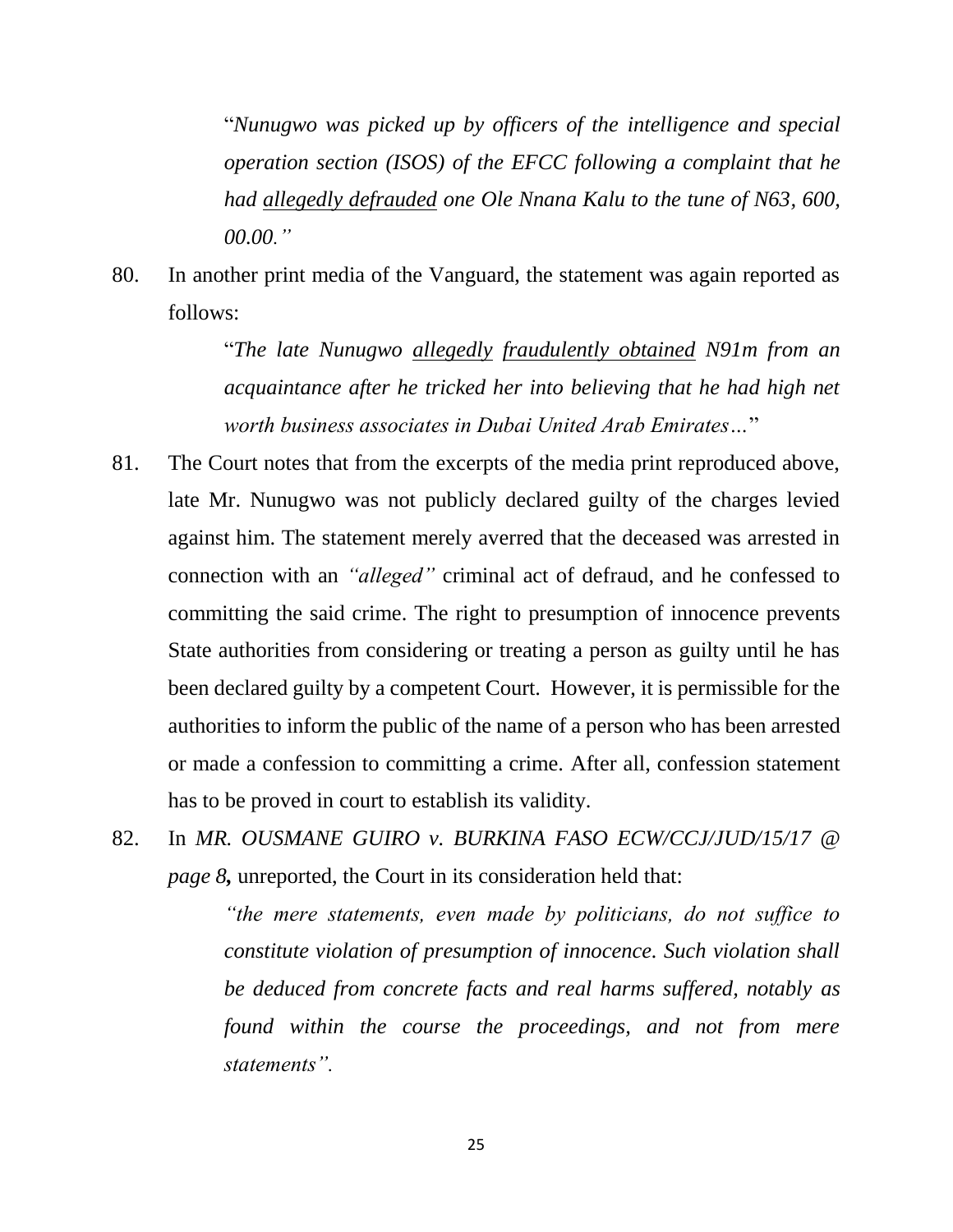> "*Nunugwo was picked up by officers of the intelligence and special operation section (ISOS) of the EFCC following a complaint that he had <u>allegedly defrauded</u> one Ole Nnana Kalu to the tune of N63, 600, 00.00.*"

80. In another print media of the Vanguard, the statement was again reported as follows:

> "*The late Nunugwo <u>allegedly</u> <u>fraudulently obtained</u> N91m from an acquaintance after he tricked her into believing that he had high net worth business associates in Dubai United Arab Emirates…*"

81. The Court notes that from the excerpts of the media print reproduced above, late Mr. Nunugwo was not publicly declared guilty of the charges levied against him. The statement merely averred that the deceased was arrested in connection with an *"alleged"* criminal act of defraud, and he confessed to committing the said crime. The right to presumption of innocence prevents State authorities from considering or treating a person as guilty until he has been declared guilty by a competent Court. However, it is permissible for the authorities to inform the public of the name of a person who has been arrested or made a confession to committing a crime. After all, confession statement has to be proved in court to establish its validity.

82. In *MR. OUSMANE GUIRO v. BURKINA FASO ECW/CCJ/JUD/15/17 @ page 8****,*** unreported, the Court in its consideration held that:

> *"the mere statements, even made by politicians, do not suffice to constitute violation of presumption of innocence. Such violation shall be deduced from concrete facts and real harms suffered, notably as found within the course the proceedings, and not from mere statements".*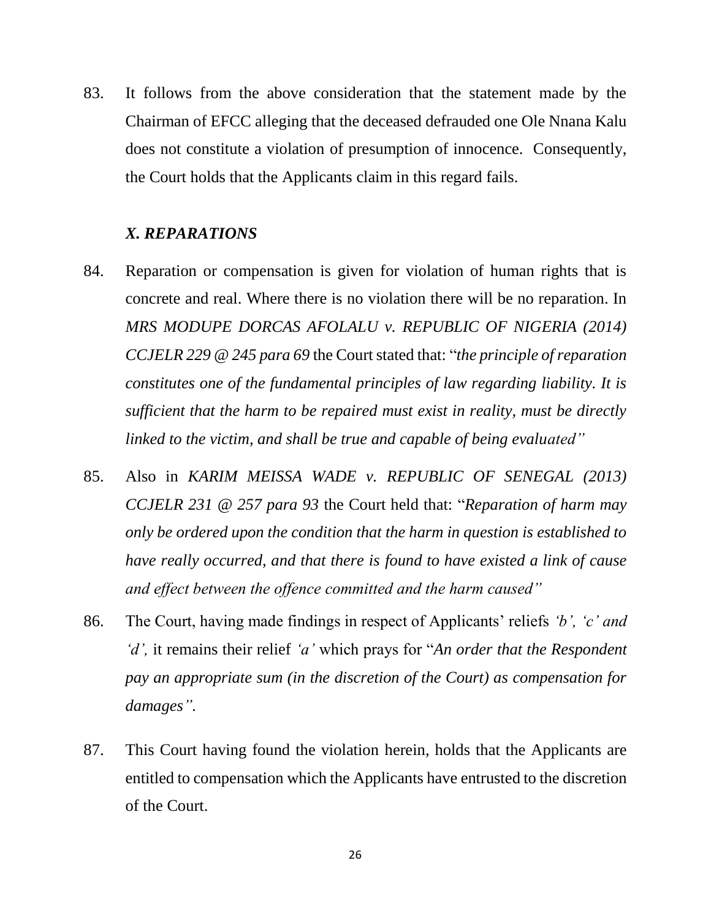83. It follows from the above consideration that the statement made by the Chairman of EFCC alleging that the deceased defrauded one Ole Nnana Kalu does not constitute a violation of presumption of innocence. Consequently, the Court holds that the Applicants claim in this regard fails.

### *X. REPARATIONS*

84. Reparation or compensation is given for violation of human rights that is concrete and real. Where there is no violation there will be no reparation. In *MRS MODUPE DORCAS AFOLALU v. REPUBLIC OF NIGERIA (2014) CCJELR 229 @ 245 para 69* the Court stated that: "*the principle of reparation constitutes one of the fundamental principles of law regarding liability. It is sufficient that the harm to be repaired must exist in reality, must be directly linked to the victim, and shall be true and capable of being evaluated*"

85. Also in *KARIM MEISSA WADE v. REPUBLIC OF SENEGAL (2013) CCJELR 231 @ 257 para 93* the Court held that: "*Reparation of harm may only be ordered upon the condition that the harm in question is established to have really occurred, and that there is found to have existed a link of cause and effect between the offence committed and the harm caused*"

86. The Court, having made findings in respect of Applicants' reliefs *'b', 'c' and 'd',* it remains their relief *'a'* which prays for "*An order that the Respondent pay an appropriate sum (in the discretion of the Court) as compensation for damages*".

87. This Court having found the violation herein, holds that the Applicants are entitled to compensation which the Applicants have entrusted to the discretion of the Court.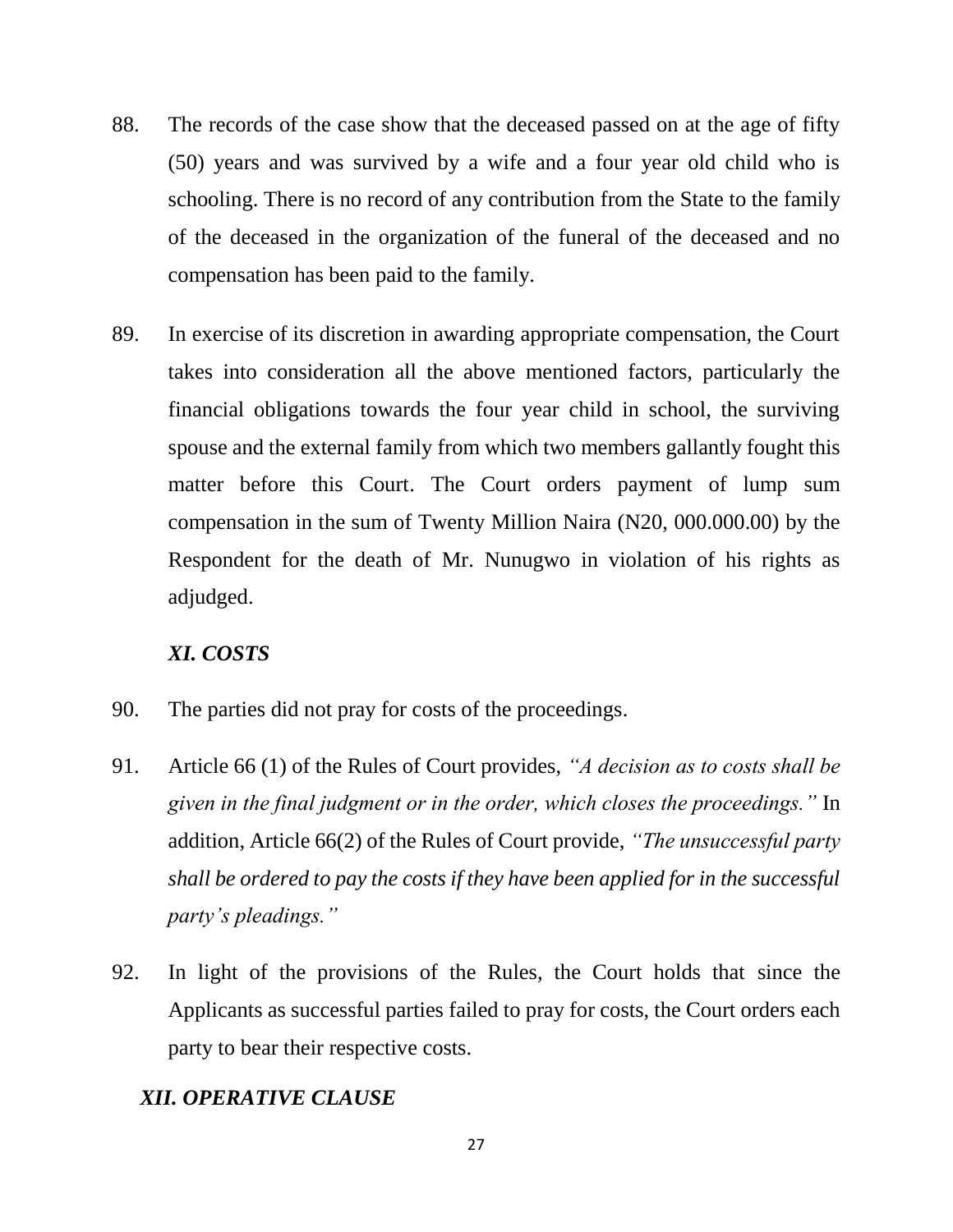88. The records of the case show that the deceased passed on at the age of fifty (50) years and was survived by a wife and a four year old child who is schooling. There is no record of any contribution from the State to the family of the deceased in the organization of the funeral of the deceased and no compensation has been paid to the family.

89. In exercise of its discretion in awarding appropriate compensation, the Court takes into consideration all the above mentioned factors, particularly the financial obligations towards the four year child in school, the surviving spouse and the external family from which two members gallantly fought this matter before this Court. The Court orders payment of lump sum compensation in the sum of Twenty Million Naira (N20, 000.000.00) by the Respondent for the death of Mr. Nunugwo in violation of his rights as adjudged.

### *XI. COSTS*

90. The parties did not pray for costs of the proceedings.

91. Article 66 (1) of the Rules of Court provides, *"A decision as to costs shall be given in the final judgment or in the order, which closes the proceedings."* In addition, Article 66(2) of the Rules of Court provide, *"The unsuccessful party shall be ordered to pay the costs if they have been applied for in the successful party's pleadings."*

92. In light of the provisions of the Rules, the Court holds that since the Applicants as successful parties failed to pray for costs, the Court orders each party to bear their respective costs.

### *XII. OPERATIVE CLAUSE*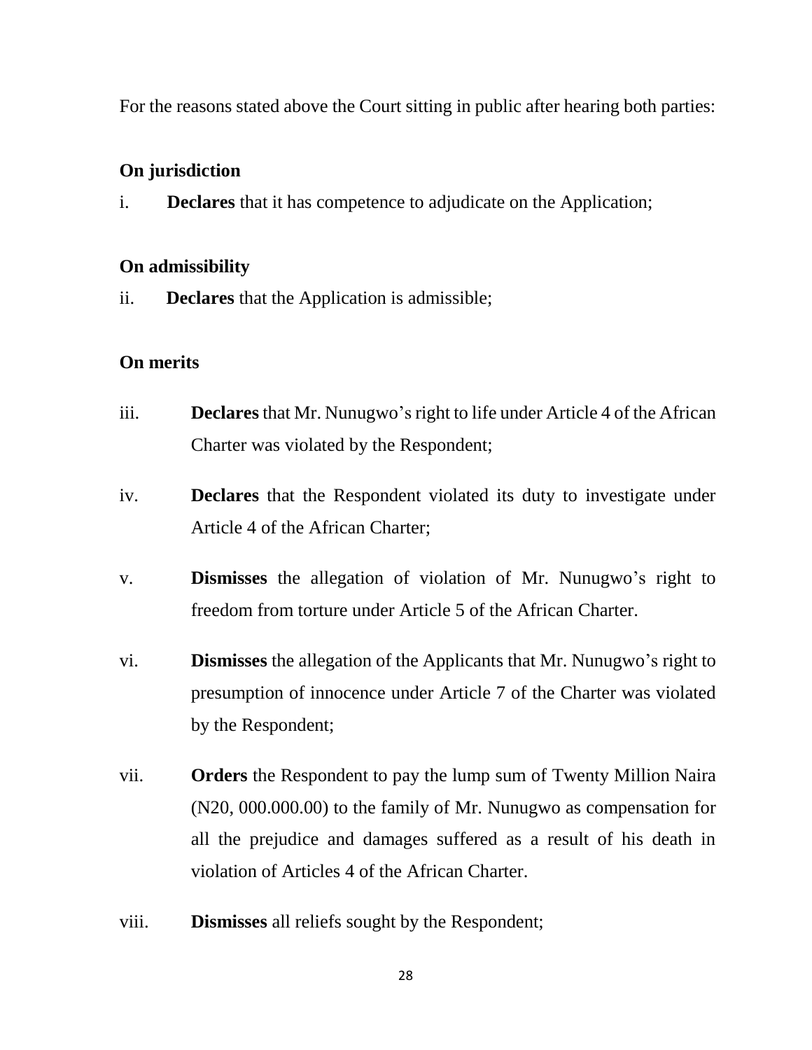For the reasons stated above the Court sitting in public after hearing both parties:

**On jurisdiction**

i. **Declares** that it has competence to adjudicate on the Application;

**On admissibility**

ii. **Declares** that the Application is admissible;

**On merits**

iii. **Declares** that Mr. Nunugwo's right to life under Article 4 of the African Charter was violated by the Respondent;

iv. **Declares** that the Respondent violated its duty to investigate under Article 4 of the African Charter;

v. **Dismisses** the allegation of violation of Mr. Nunugwo's right to freedom from torture under Article 5 of the African Charter.

vi. **Dismisses** the allegation of the Applicants that Mr. Nunugwo's right to presumption of innocence under Article 7 of the Charter was violated by the Respondent;

vii. **Orders** the Respondent to pay the lump sum of Twenty Million Naira (N20, 000.000.00) to the family of Mr. Nunugwo as compensation for all the prejudice and damages suffered as a result of his death in violation of Articles 4 of the African Charter.

viii. **Dismisses** all reliefs sought by the Respondent;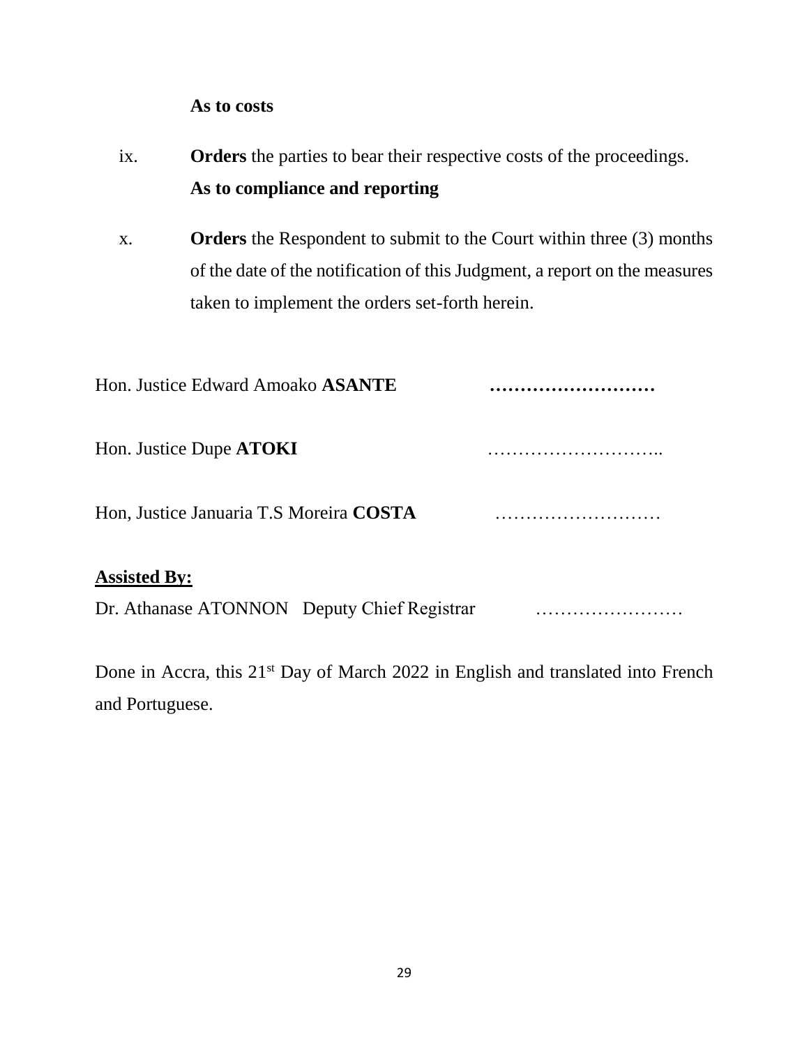**As to costs**

ix. **Orders** the parties to bear their respective costs of the proceedings.

**As to compliance and reporting**

x. **Orders** the Respondent to submit to the Court within three (3) months of the date of the notification of this Judgment, a report on the measures taken to implement the orders set-forth herein.

Hon. Justice Edward Amoako **ASANTE** **………………………**

Hon. Justice Dupe **ATOKI** ………………………..

Hon, Justice Januaria T.S Moreira **COSTA** ………………………

**Assisted By:**

Dr. Athanase ATONNON Deputy Chief Registrar ……………………

Done in Accra, this 21st Day of March 2022 in English and translated into French and Portuguese.